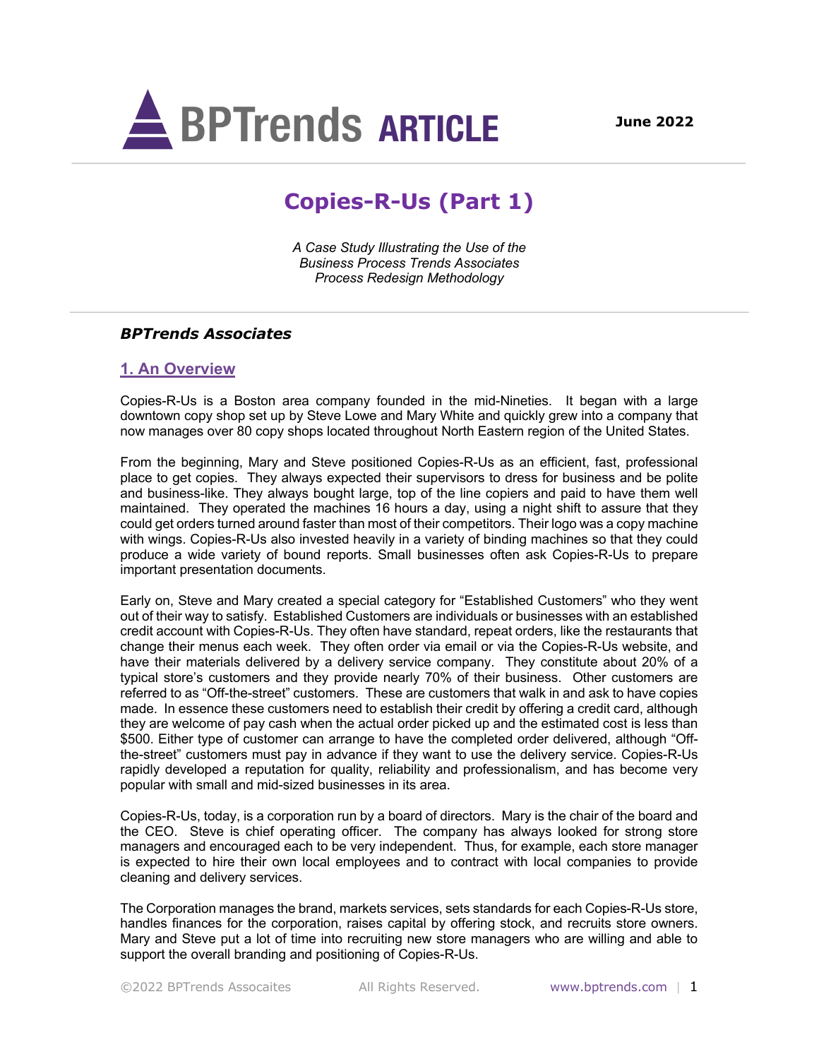BPTrends **ARTICLE**

**June 2022**

# Copies-R-Us (Part 1)

*A Case Study Illustrating the Use of the Business Process Trends Associates Process Redesign Methodology*

***BPTrends Associates***

## 1. An Overview

Copies-R-Us is a Boston area company founded in the mid-Nineties. It began with a large downtown copy shop set up by Steve Lowe and Mary White and quickly grew into a company that now manages over 80 copy shops located throughout North Eastern region of the United States.

From the beginning, Mary and Steve positioned Copies-R-Us as an efficient, fast, professional place to get copies. They always expected their supervisors to dress for business and be polite and business-like. They always bought large, top of the line copiers and paid to have them well maintained. They operated the machines 16 hours a day, using a night shift to assure that they could get orders turned around faster than most of their competitors. Their logo was a copy machine with wings. Copies-R-Us also invested heavily in a variety of binding machines so that they could produce a wide variety of bound reports. Small businesses often ask Copies-R-Us to prepare important presentation documents.

Early on, Steve and Mary created a special category for "Established Customers" who they went out of their way to satisfy. Established Customers are individuals or businesses with an established credit account with Copies-R-Us. They often have standard, repeat orders, like the restaurants that change their menus each week. They often order via email or via the Copies-R-Us website, and have their materials delivered by a delivery service company. They constitute about 20% of a typical store's customers and they provide nearly 70% of their business. Other customers are referred to as "Off-the-street" customers. These are customers that walk in and ask to have copies made. In essence these customers need to establish their credit by offering a credit card, although they are welcome of pay cash when the actual order picked up and the estimated cost is less than $500. Either type of customer can arrange to have the completed order delivered, although "Off-the-street" customers must pay in advance if they want to use the delivery service. Copies-R-Us rapidly developed a reputation for quality, reliability and professionalism, and has become very popular with small and mid-sized businesses in its area.

Copies-R-Us, today, is a corporation run by a board of directors. Mary is the chair of the board and the CEO. Steve is chief operating officer. The company has always looked for strong store managers and encouraged each to be very independent. Thus, for example, each store manager is expected to hire their own local employees and to contract with local companies to provide cleaning and delivery services.

The Corporation manages the brand, markets services, sets standards for each Copies-R-Us store, handles finances for the corporation, raises capital by offering stock, and recruits store owners. Mary and Steve put a lot of time into recruiting new store managers who are willing and able to support the overall branding and positioning of Copies-R-Us.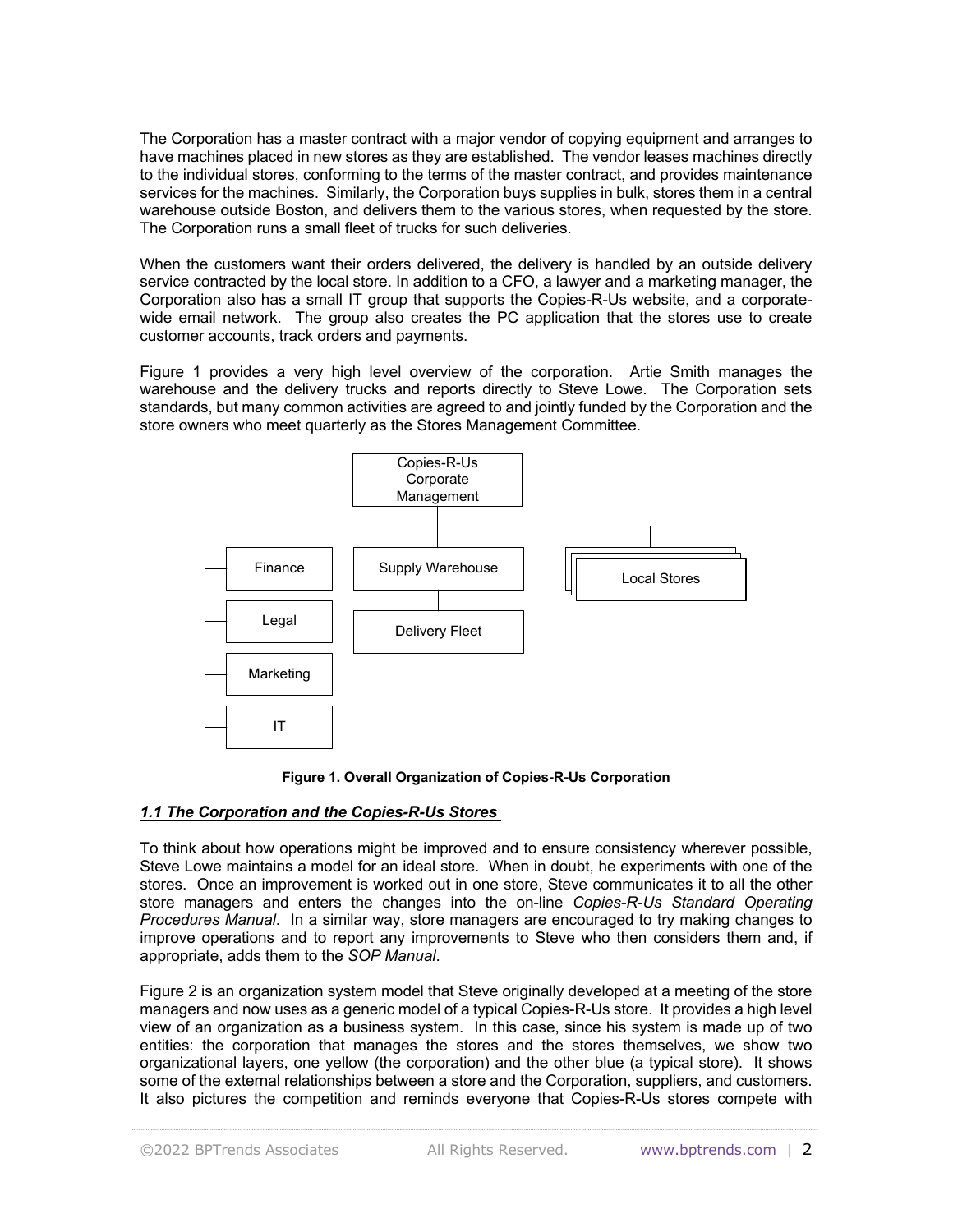The Corporation has a master contract with a major vendor of copying equipment and arranges to have machines placed in new stores as they are established. The vendor leases machines directly to the individual stores, conforming to the terms of the master contract, and provides maintenance services for the machines. Similarly, the Corporation buys supplies in bulk, stores them in a central warehouse outside Boston, and delivers them to the various stores, when requested by the store. The Corporation runs a small fleet of trucks for such deliveries.

When the customers want their orders delivered, the delivery is handled by an outside delivery service contracted by the local store. In addition to a CFO, a lawyer and a marketing manager, the Corporation also has a small IT group that supports the Copies-R-Us website, and a corporate-wide email network. The group also creates the PC application that the stores use to create customer accounts, track orders and payments.

Figure 1 provides a very high level overview of the corporation. Artie Smith manages the warehouse and the delivery trucks and reports directly to Steve Lowe. The Corporation sets standards, but many common activities are agreed to and jointly funded by the Corporation and the store owners who meet quarterly as the Stores Management Committee.

**Figure 1. Overall Organization of Copies-R-Us Corporation**

### *1.1 The Corporation and the Copies-R-Us Stores*

To think about how operations might be improved and to ensure consistency wherever possible, Steve Lowe maintains a model for an ideal store. When in doubt, he experiments with one of the stores. Once an improvement is worked out in one store, Steve communicates it to all the other store managers and enters the changes into the on-line *Copies-R-Us Standard Operating Procedures Manual*. In a similar way, store managers are encouraged to try making changes to improve operations and to report any improvements to Steve who then considers them and, if appropriate, adds them to the *SOP Manual*.

Figure 2 is an organization system model that Steve originally developed at a meeting of the store managers and now uses as a generic model of a typical Copies-R-Us store. It provides a high level view of an organization as a business system. In this case, since his system is made up of two entities: the corporation that manages the stores and the stores themselves, we show two organizational layers, one yellow (the corporation) and the other blue (a typical store). It shows some of the external relationships between a store and the Corporation, suppliers, and customers. It also pictures the competition and reminds everyone that Copies-R-Us stores compete with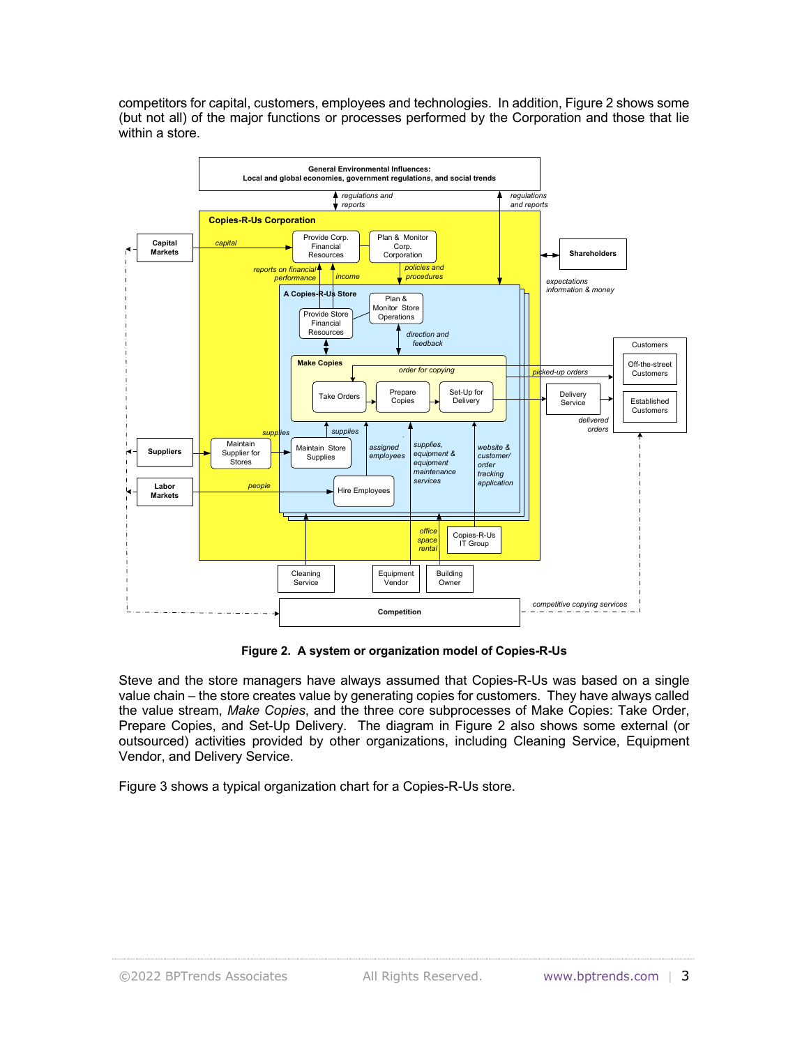competitors for capital, customers, employees and technologies. In addition, Figure 2 shows some (but not all) of the major functions or processes performed by the Corporation and those that lie within a store.

**Figure 2. A system or organization model of Copies-R-Us**

Steve and the store managers have always assumed that Copies-R-Us was based on a single value chain – the store creates value by generating copies for customers. They have always called the value stream, *Make Copies*, and the three core subprocesses of Make Copies: Take Order, Prepare Copies, and Set-Up Delivery. The diagram in Figure 2 also shows some external (or outsourced) activities provided by other organizations, including Cleaning Service, Equipment Vendor, and Delivery Service.

Figure 3 shows a typical organization chart for a Copies-R-Us store.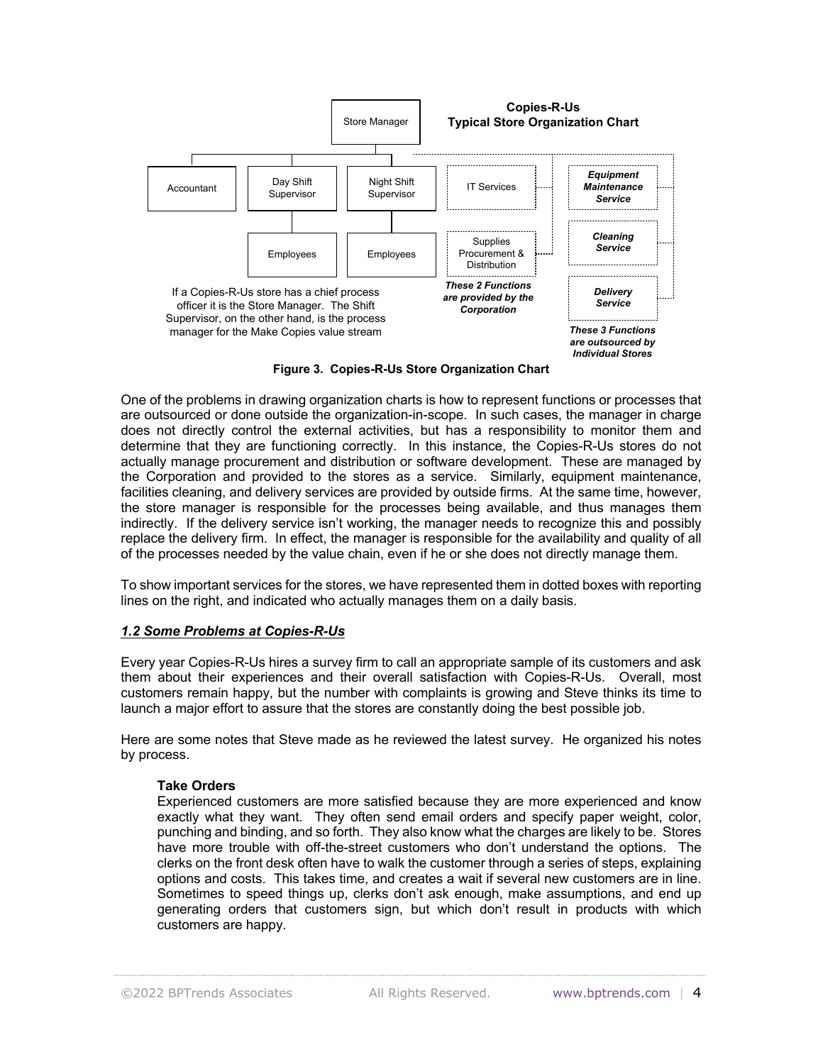**Copies-R-Us**
**Typical Store Organization Chart**

Store Manager

Accountant

Day Shift Supervisor

Night Shift Supervisor

Employees

Employees

IT Services

Supplies Procurement & Distribution

***These 2 Functions are provided by the Corporation***

***Equipment Maintenance Service***

***Cleaning Service***

***Delivery Service***

***These 3 Functions are outsourced by Individual Stores***

If a Copies-R-Us store has a chief process officer it is the Store Manager. The Shift Supervisor, on the other hand, is the process manager for the Make Copies value stream

**Figure 3. Copies-R-Us Store Organization Chart**

One of the problems in drawing organization charts is how to represent functions or processes that are outsourced or done outside the organization-in-scope. In such cases, the manager in charge does not directly control the external activities, but has a responsibility to monitor them and determine that they are functioning correctly. In this instance, the Copies-R-Us stores do not actually manage procurement and distribution or software development. These are managed by the Corporation and provided to the stores as a service. Similarly, equipment maintenance, facilities cleaning, and delivery services are provided by outside firms. At the same time, however, the store manager is responsible for the processes being available, and thus manages them indirectly. If the delivery service isn't working, the manager needs to recognize this and possibly replace the delivery firm. In effect, the manager is responsible for the availability and quality of all of the processes needed by the value chain, even if he or she does not directly manage them.

To show important services for the stores, we have represented them in dotted boxes with reporting lines on the right, and indicated who actually manages them on a daily basis.

### *1.2 Some Problems at Copies-R-Us*

Every year Copies-R-Us hires a survey firm to call an appropriate sample of its customers and ask them about their experiences and their overall satisfaction with Copies-R-Us. Overall, most customers remain happy, but the number with complaints is growing and Steve thinks its time to launch a major effort to assure that the stores are constantly doing the best possible job.

Here are some notes that Steve made as he reviewed the latest survey. He organized his notes by process.

**Take Orders**
Experienced customers are more satisfied because they are more experienced and know exactly what they want. They often send email orders and specify paper weight, color, punching and binding, and so forth. They also know what the charges are likely to be. Stores have more trouble with off-the-street customers who don't understand the options. The clerks on the front desk often have to walk the customer through a series of steps, explaining options and costs. This takes time, and creates a wait if several new customers are in line. Sometimes to speed things up, clerks don't ask enough, make assumptions, and end up generating orders that customers sign, but which don't result in products with which customers are happy.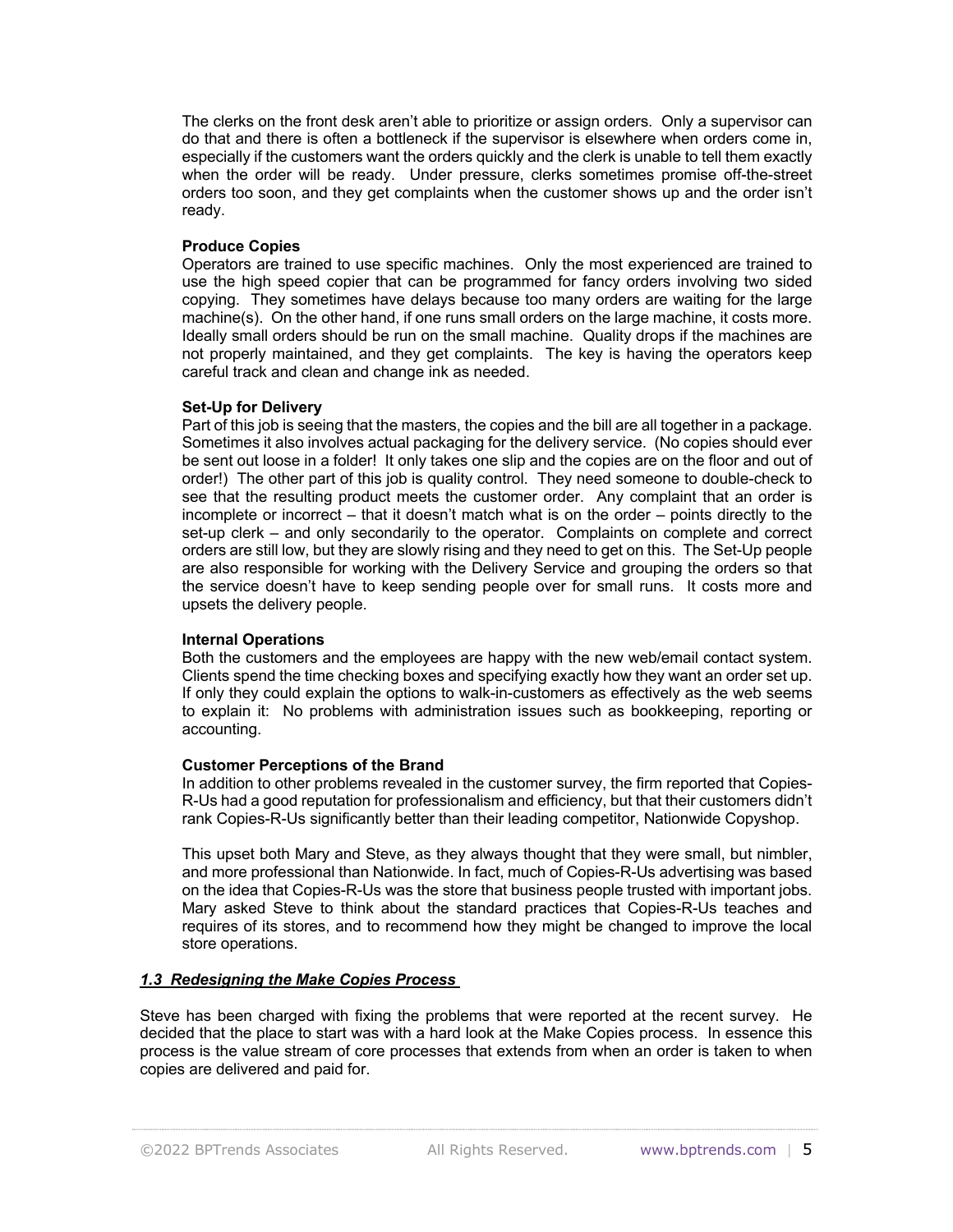The clerks on the front desk aren't able to prioritize or assign orders. Only a supervisor can do that and there is often a bottleneck if the supervisor is elsewhere when orders come in, especially if the customers want the orders quickly and the clerk is unable to tell them exactly when the order will be ready. Under pressure, clerks sometimes promise off-the-street orders too soon, and they get complaints when the customer shows up and the order isn't ready.

**Produce Copies**
Operators are trained to use specific machines. Only the most experienced are trained to use the high speed copier that can be programmed for fancy orders involving two sided copying. They sometimes have delays because too many orders are waiting for the large machine(s). On the other hand, if one runs small orders on the large machine, it costs more. Ideally small orders should be run on the small machine. Quality drops if the machines are not properly maintained, and they get complaints. The key is having the operators keep careful track and clean and change ink as needed.

**Set-Up for Delivery**
Part of this job is seeing that the masters, the copies and the bill are all together in a package. Sometimes it also involves actual packaging for the delivery service. (No copies should ever be sent out loose in a folder! It only takes one slip and the copies are on the floor and out of order!) The other part of this job is quality control. They need someone to double-check to see that the resulting product meets the customer order. Any complaint that an order is incomplete or incorrect – that it doesn't match what is on the order – points directly to the set-up clerk – and only secondarily to the operator. Complaints on complete and correct orders are still low, but they are slowly rising and they need to get on this. The Set-Up people are also responsible for working with the Delivery Service and grouping the orders so that the service doesn't have to keep sending people over for small runs. It costs more and upsets the delivery people.

**Internal Operations**
Both the customers and the employees are happy with the new web/email contact system. Clients spend the time checking boxes and specifying exactly how they want an order set up. If only they could explain the options to walk-in-customers as effectively as the web seems to explain it: No problems with administration issues such as bookkeeping, reporting or accounting.

**Customer Perceptions of the Brand**
In addition to other problems revealed in the customer survey, the firm reported that Copies-R-Us had a good reputation for professionalism and efficiency, but that their customers didn't rank Copies-R-Us significantly better than their leading competitor, Nationwide Copyshop.

This upset both Mary and Steve, as they always thought that they were small, but nimbler, and more professional than Nationwide. In fact, much of Copies-R-Us advertising was based on the idea that Copies-R-Us was the store that business people trusted with important jobs. Mary asked Steve to think about the standard practices that Copies-R-Us teaches and requires of its stores, and to recommend how they might be changed to improve the local store operations.

### *1.3 Redesigning the Make Copies Process*

Steve has been charged with fixing the problems that were reported at the recent survey. He decided that the place to start was with a hard look at the Make Copies process. In essence this process is the value stream of core processes that extends from when an order is taken to when copies are delivered and paid for.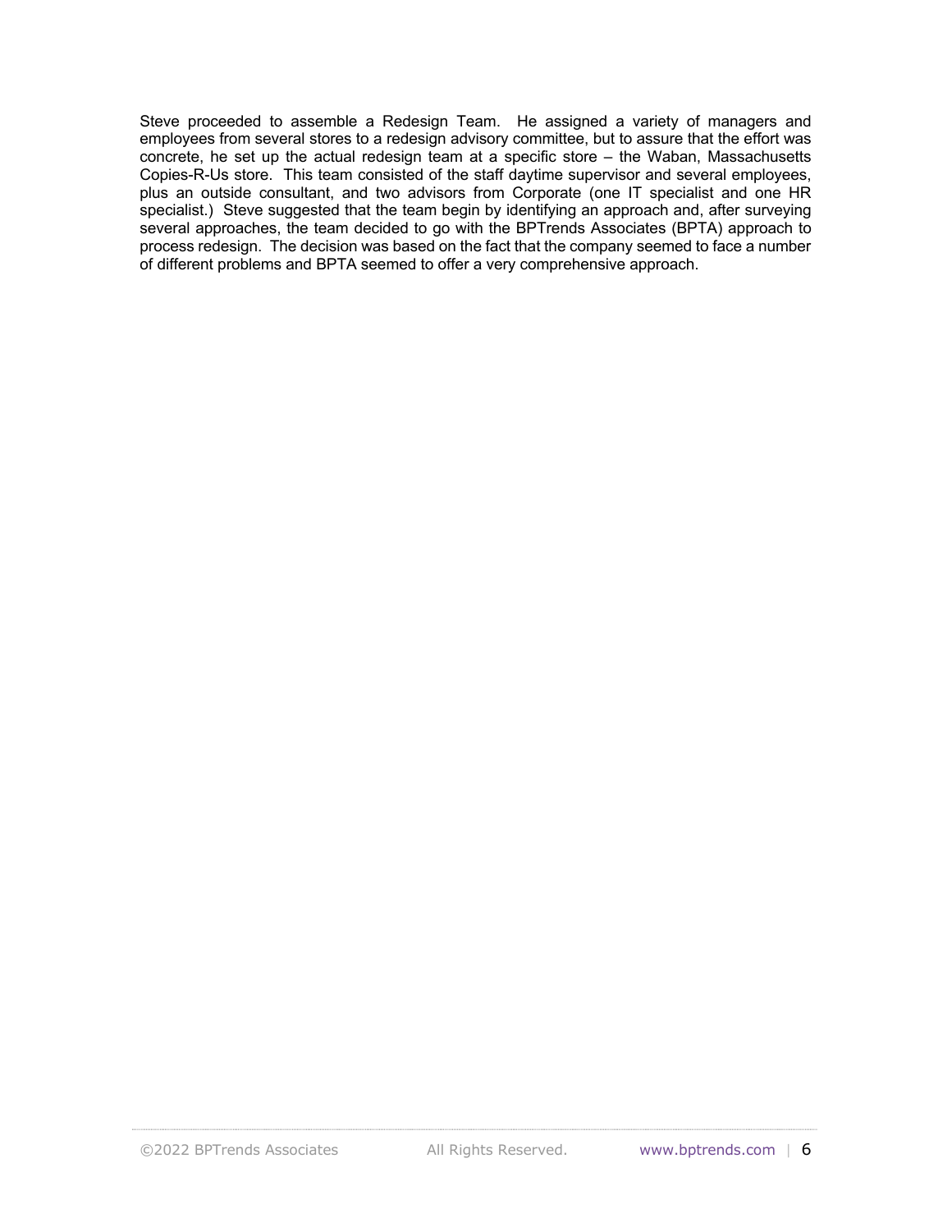Steve proceeded to assemble a Redesign Team. He assigned a variety of managers and employees from several stores to a redesign advisory committee, but to assure that the effort was concrete, he set up the actual redesign team at a specific store – the Waban, Massachusetts Copies-R-Us store. This team consisted of the staff daytime supervisor and several employees, plus an outside consultant, and two advisors from Corporate (one IT specialist and one HR specialist.) Steve suggested that the team begin by identifying an approach and, after surveying several approaches, the team decided to go with the BPTrends Associates (BPTA) approach to process redesign. The decision was based on the fact that the company seemed to face a number of different problems and BPTA seemed to offer a very comprehensive approach.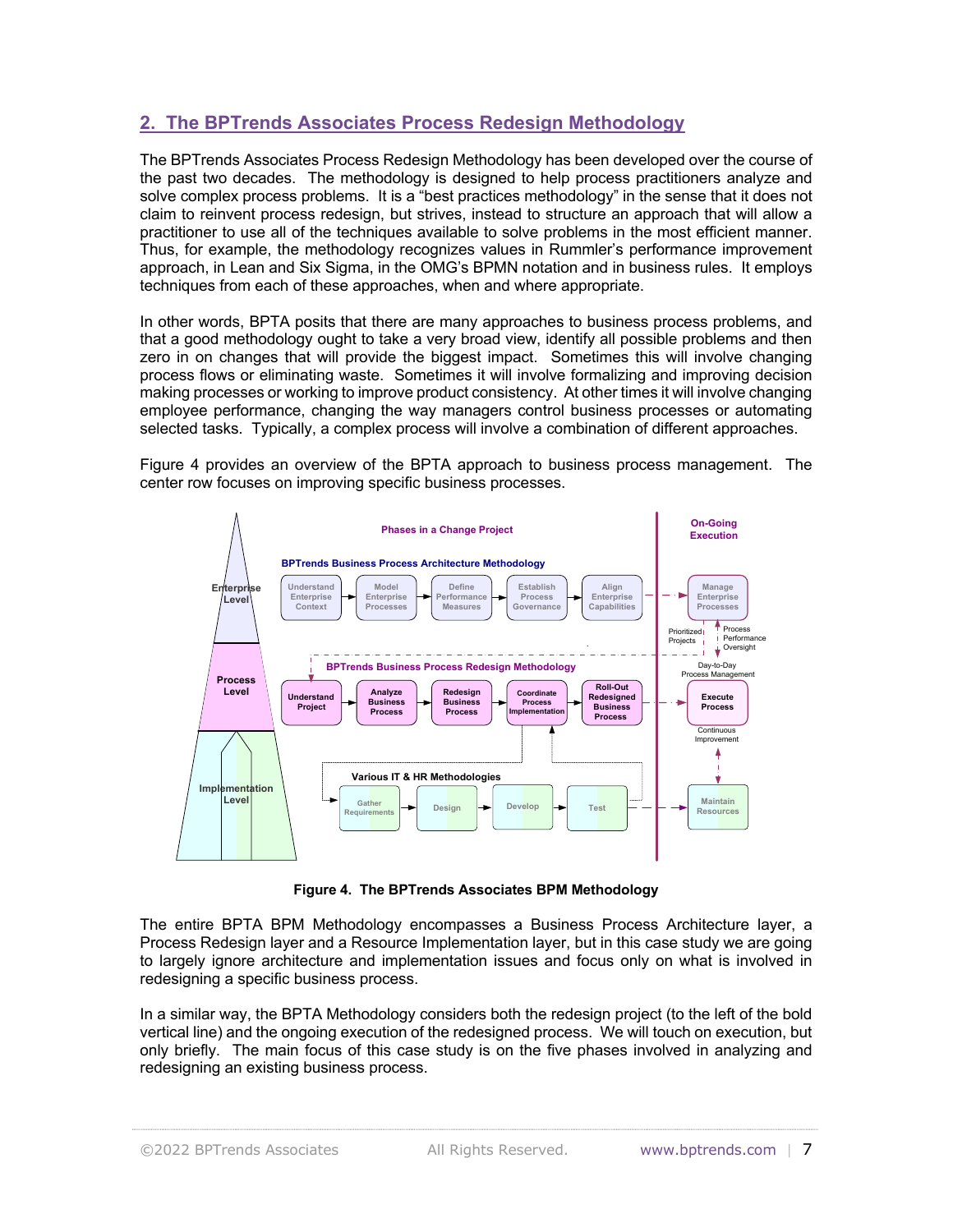## 2. The BPTrends Associates Process Redesign Methodology

The BPTrends Associates Process Redesign Methodology has been developed over the course of the past two decades. The methodology is designed to help process practitioners analyze and solve complex process problems. It is a "best practices methodology" in the sense that it does not claim to reinvent process redesign, but strives, instead to structure an approach that will allow a practitioner to use all of the techniques available to solve problems in the most efficient manner. Thus, for example, the methodology recognizes values in Rummler's performance improvement approach, in Lean and Six Sigma, in the OMG's BPMN notation and in business rules. It employs techniques from each of these approaches, when and where appropriate.

In other words, BPTA posits that there are many approaches to business process problems, and that a good methodology ought to take a very broad view, identify all possible problems and then zero in on changes that will provide the biggest impact. Sometimes this will involve changing process flows or eliminating waste. Sometimes it will involve formalizing and improving decision making processes or working to improve product consistency. At other times it will involve changing employee performance, changing the way managers control business processes or automating selected tasks. Typically, a complex process will involve a combination of different approaches.

Figure 4 provides an overview of the BPTA approach to business process management. The center row focuses on improving specific business processes.

**Figure 4. The BPTrends Associates BPM Methodology**

The entire BPTA BPM Methodology encompasses a Business Process Architecture layer, a Process Redesign layer and a Resource Implementation layer, but in this case study we are going to largely ignore architecture and implementation issues and focus only on what is involved in redesigning a specific business process.

In a similar way, the BPTA Methodology considers both the redesign project (to the left of the bold vertical line) and the ongoing execution of the redesigned process. We will touch on execution, but only briefly. The main focus of this case study is on the five phases involved in analyzing and redesigning an existing business process.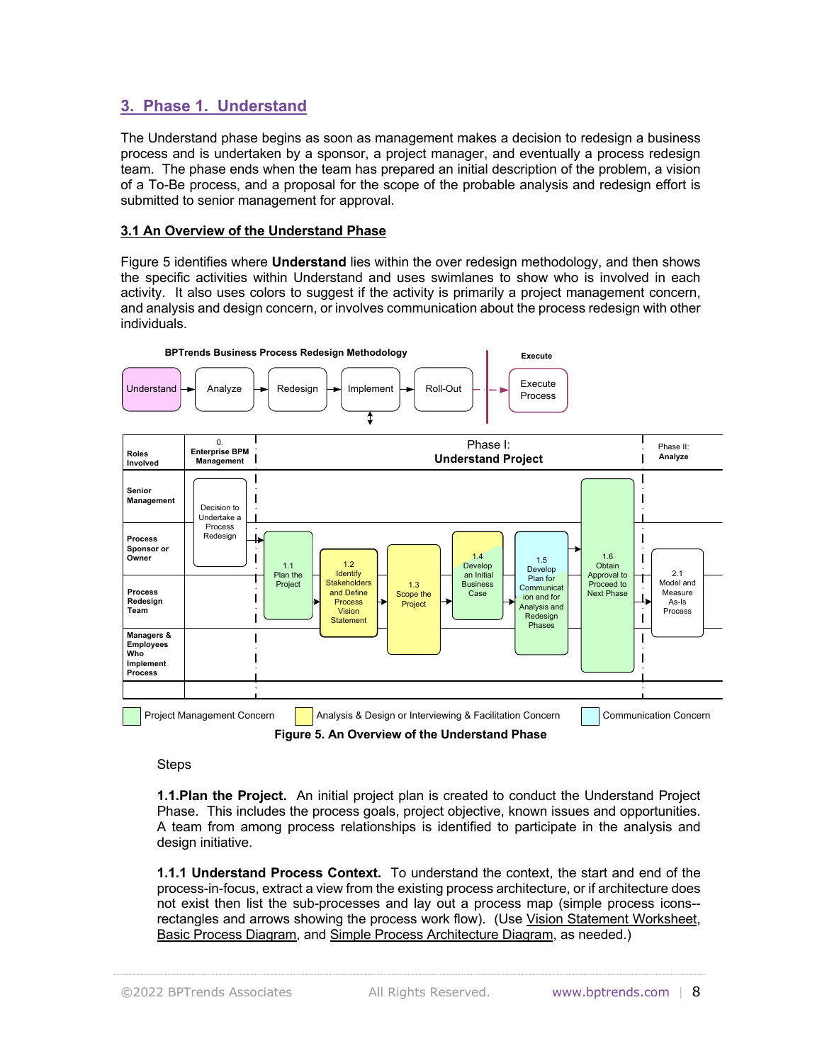## 3. Phase 1. Understand

The Understand phase begins as soon as management makes a decision to redesign a business process and is undertaken by a sponsor, a project manager, and eventually a process redesign team. The phase ends when the team has prepared an initial description of the problem, a vision of a To-Be process, and a proposal for the scope of the probable analysis and redesign effort is submitted to senior management for approval.

### 3.1 An Overview of the Understand Phase

Figure 5 identifies where **Understand** lies within the over redesign methodology, and then shows the specific activities within Understand and uses swimlanes to show who is involved in each activity. It also uses colors to suggest if the activity is primarily a project management concern, and analysis and design concern, or involves communication about the process redesign with other individuals.

**Figure 5. An Overview of the Understand Phase**

Steps

**1.1.Plan the Project.** An initial project plan is created to conduct the Understand Project Phase. This includes the process goals, project objective, known issues and opportunities. A team from among process relationships is identified to participate in the analysis and design initiative.

**1.1.1 Understand Process Context.** To understand the context, the start and end of the process-in-focus, extract a view from the existing process architecture, or if architecture does not exist then list the sub-processes and lay out a process map (simple process icons--rectangles and arrows showing the process work flow). (Use Vision Statement Worksheet, Basic Process Diagram, and Simple Process Architecture Diagram, as needed.)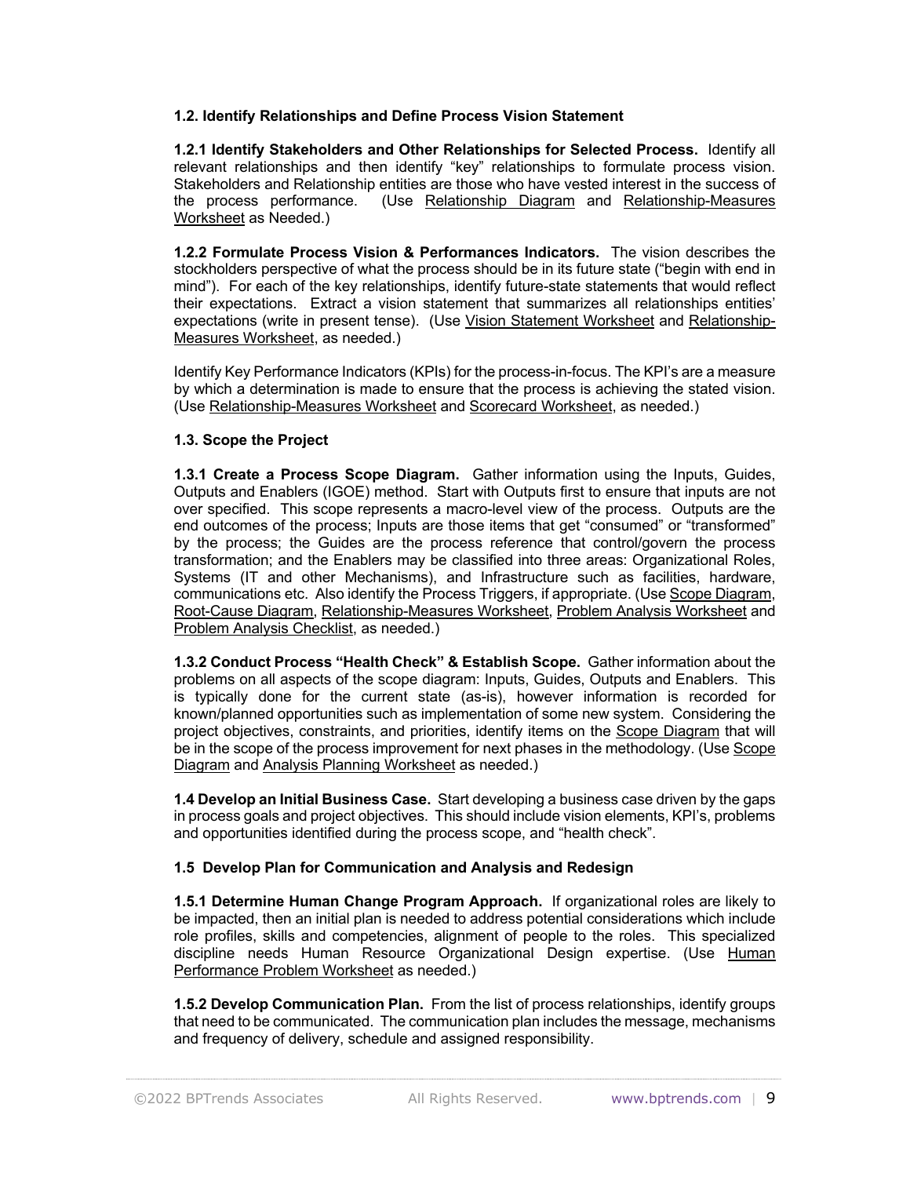**1.2. Identify Relationships and Define Process Vision Statement**

**1.2.1 Identify Stakeholders and Other Relationships for Selected Process.** Identify all relevant relationships and then identify "key" relationships to formulate process vision. Stakeholders and Relationship entities are those who have vested interest in the success of the process performance. (Use Relationship Diagram and Relationship-Measures Worksheet as Needed.)

**1.2.2 Formulate Process Vision & Performances Indicators.** The vision describes the stockholders perspective of what the process should be in its future state ("begin with end in mind"). For each of the key relationships, identify future-state statements that would reflect their expectations. Extract a vision statement that summarizes all relationships entities' expectations (write in present tense). (Use Vision Statement Worksheet and Relationship-Measures Worksheet, as needed.)

Identify Key Performance Indicators (KPIs) for the process-in-focus. The KPI's are a measure by which a determination is made to ensure that the process is achieving the stated vision. (Use Relationship-Measures Worksheet and Scorecard Worksheet, as needed.)

**1.3. Scope the Project**

**1.3.1 Create a Process Scope Diagram.** Gather information using the Inputs, Guides, Outputs and Enablers (IGOE) method. Start with Outputs first to ensure that inputs are not over specified. This scope represents a macro-level view of the process. Outputs are the end outcomes of the process; Inputs are those items that get "consumed" or "transformed" by the process; the Guides are the process reference that control/govern the process transformation; and the Enablers may be classified into three areas: Organizational Roles, Systems (IT and other Mechanisms), and Infrastructure such as facilities, hardware, communications etc. Also identify the Process Triggers, if appropriate. (Use Scope Diagram, Root-Cause Diagram, Relationship-Measures Worksheet, Problem Analysis Worksheet and Problem Analysis Checklist, as needed.)

**1.3.2 Conduct Process "Health Check" & Establish Scope.** Gather information about the problems on all aspects of the scope diagram: Inputs, Guides, Outputs and Enablers. This is typically done for the current state (as-is), however information is recorded for known/planned opportunities such as implementation of some new system. Considering the project objectives, constraints, and priorities, identify items on the Scope Diagram that will be in the scope of the process improvement for next phases in the methodology. (Use Scope Diagram and Analysis Planning Worksheet as needed.)

**1.4 Develop an Initial Business Case.** Start developing a business case driven by the gaps in process goals and project objectives. This should include vision elements, KPI's, problems and opportunities identified during the process scope, and "health check".

**1.5 Develop Plan for Communication and Analysis and Redesign**

**1.5.1 Determine Human Change Program Approach.** If organizational roles are likely to be impacted, then an initial plan is needed to address potential considerations which include role profiles, skills and competencies, alignment of people to the roles. This specialized discipline needs Human Resource Organizational Design expertise. (Use Human Performance Problem Worksheet as needed.)

**1.5.2 Develop Communication Plan.** From the list of process relationships, identify groups that need to be communicated. The communication plan includes the message, mechanisms and frequency of delivery, schedule and assigned responsibility.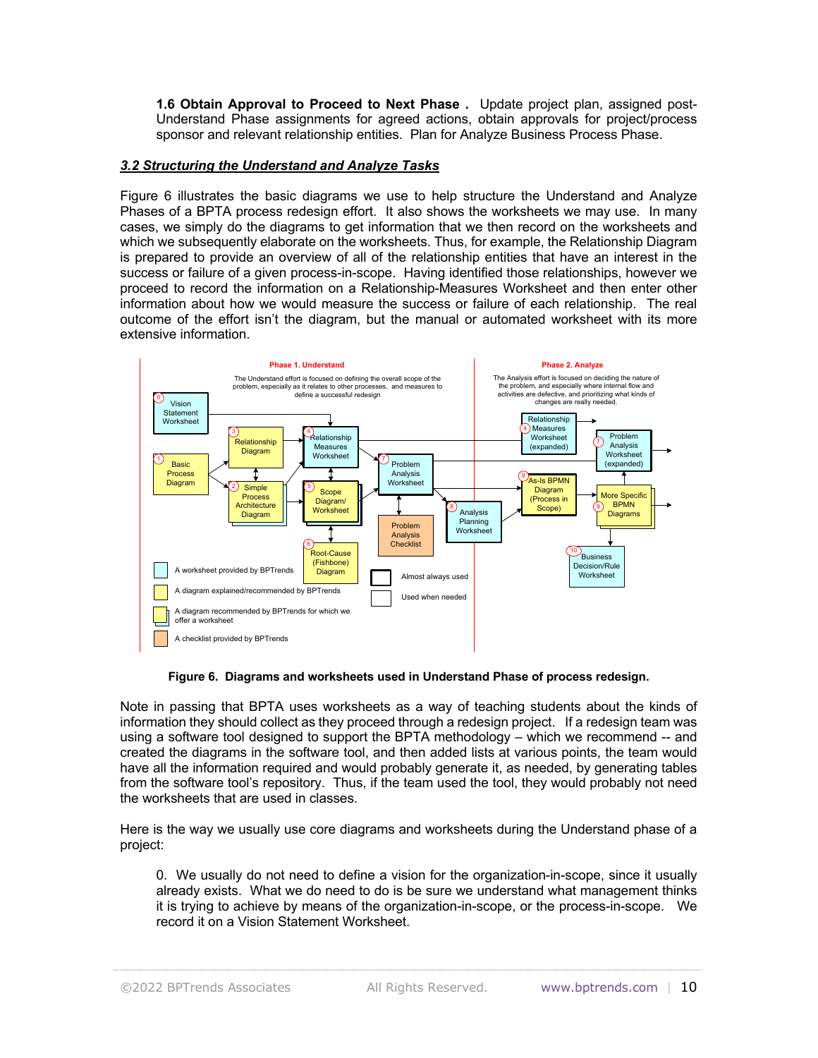**1.6 Obtain Approval to Proceed to Next Phase .** Update project plan, assigned post-Understand Phase assignments for agreed actions, obtain approvals for project/process sponsor and relevant relationship entities. Plan for Analyze Business Process Phase.

### *3.2 Structuring the Understand and Analyze Tasks*

Figure 6 illustrates the basic diagrams we use to help structure the Understand and Analyze Phases of a BPTA process redesign effort. It also shows the worksheets we may use. In many cases, we simply do the diagrams to get information that we then record on the worksheets and which we subsequently elaborate on the worksheets. Thus, for example, the Relationship Diagram is prepared to provide an overview of all of the relationship entities that have an interest in the success or failure of a given process-in-scope. Having identified those relationships, however we proceed to record the information on a Relationship-Measures Worksheet and then enter other information about how we would measure the success or failure of each relationship. The real outcome of the effort isn't the diagram, but the manual or automated worksheet with its more extensive information.

**Figure 6. Diagrams and worksheets used in Understand Phase of process redesign.**

Note in passing that BPTA uses worksheets as a way of teaching students about the kinds of information they should collect as they proceed through a redesign project. If a redesign team was using a software tool designed to support the BPTA methodology – which we recommend -- and created the diagrams in the software tool, and then added lists at various points, the team would have all the information required and would probably generate it, as needed, by generating tables from the software tool's repository. Thus, if the team used the tool, they would probably not need the worksheets that are used in classes.

Here is the way we usually use core diagrams and worksheets during the Understand phase of a project:

0. We usually do not need to define a vision for the organization-in-scope, since it usually already exists. What we do need to do is be sure we understand what management thinks it is trying to achieve by means of the organization-in-scope, or the process-in-scope. We record it on a Vision Statement Worksheet.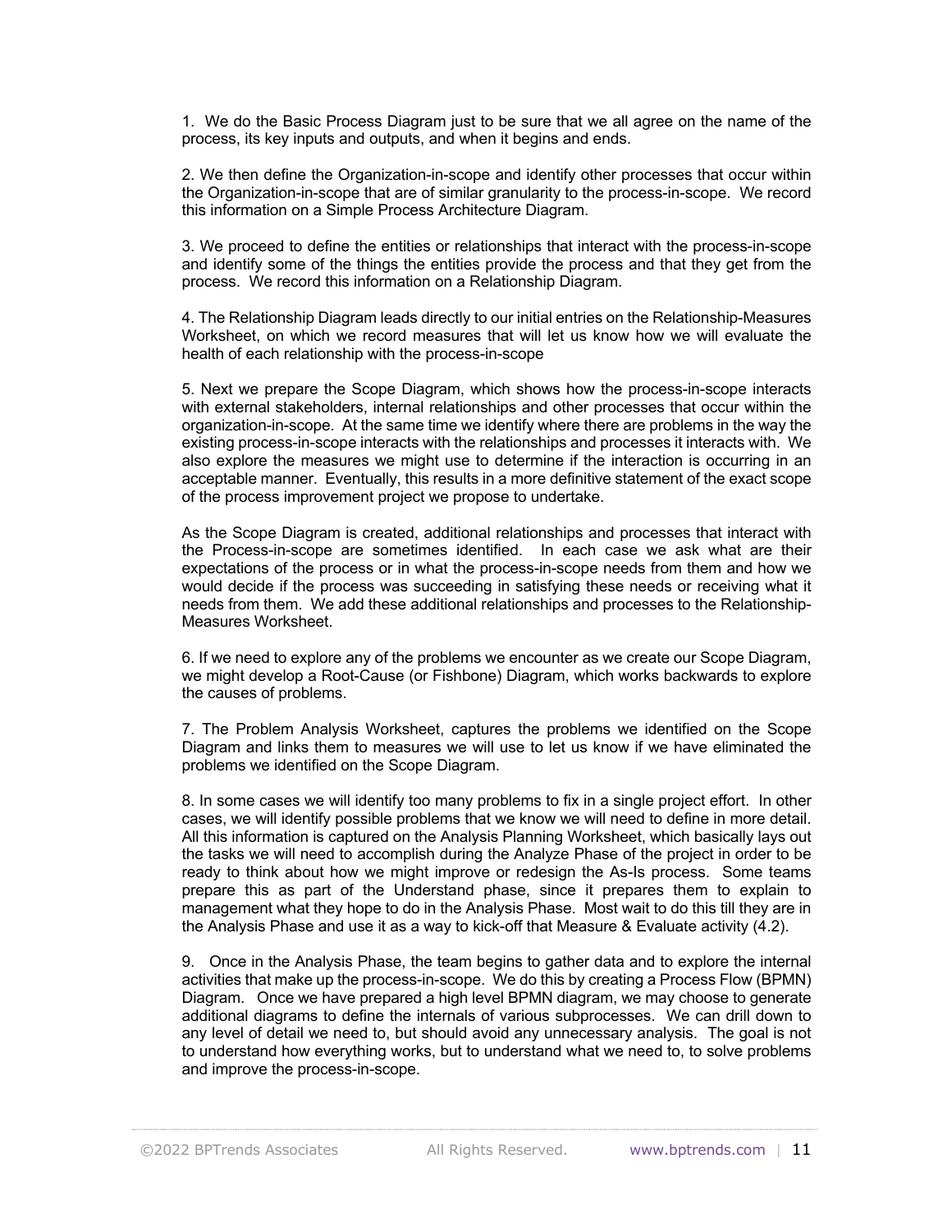1. We do the Basic Process Diagram just to be sure that we all agree on the name of the process, its key inputs and outputs, and when it begins and ends.

2. We then define the Organization-in-scope and identify other processes that occur within the Organization-in-scope that are of similar granularity to the process-in-scope. We record this information on a Simple Process Architecture Diagram.

3. We proceed to define the entities or relationships that interact with the process-in-scope and identify some of the things the entities provide the process and that they get from the process. We record this information on a Relationship Diagram.

4. The Relationship Diagram leads directly to our initial entries on the Relationship-Measures Worksheet, on which we record measures that will let us know how we will evaluate the health of each relationship with the process-in-scope

5. Next we prepare the Scope Diagram, which shows how the process-in-scope interacts with external stakeholders, internal relationships and other processes that occur within the organization-in-scope. At the same time we identify where there are problems in the way the existing process-in-scope interacts with the relationships and processes it interacts with. We also explore the measures we might use to determine if the interaction is occurring in an acceptable manner. Eventually, this results in a more definitive statement of the exact scope of the process improvement project we propose to undertake.

As the Scope Diagram is created, additional relationships and processes that interact with the Process-in-scope are sometimes identified. In each case we ask what are their expectations of the process or in what the process-in-scope needs from them and how we would decide if the process was succeeding in satisfying these needs or receiving what it needs from them. We add these additional relationships and processes to the Relationship-Measures Worksheet.

6. If we need to explore any of the problems we encounter as we create our Scope Diagram, we might develop a Root-Cause (or Fishbone) Diagram, which works backwards to explore the causes of problems.

7. The Problem Analysis Worksheet, captures the problems we identified on the Scope Diagram and links them to measures we will use to let us know if we have eliminated the problems we identified on the Scope Diagram.

8. In some cases we will identify too many problems to fix in a single project effort. In other cases, we will identify possible problems that we know we will need to define in more detail. All this information is captured on the Analysis Planning Worksheet, which basically lays out the tasks we will need to accomplish during the Analyze Phase of the project in order to be ready to think about how we might improve or redesign the As-Is process. Some teams prepare this as part of the Understand phase, since it prepares them to explain to management what they hope to do in the Analysis Phase. Most wait to do this till they are in the Analysis Phase and use it as a way to kick-off that Measure & Evaluate activity (4.2).

9. Once in the Analysis Phase, the team begins to gather data and to explore the internal activities that make up the process-in-scope. We do this by creating a Process Flow (BPMN) Diagram. Once we have prepared a high level BPMN diagram, we may choose to generate additional diagrams to define the internals of various subprocesses. We can drill down to any level of detail we need to, but should avoid any unnecessary analysis. The goal is not to understand how everything works, but to understand what we need to, to solve problems and improve the process-in-scope.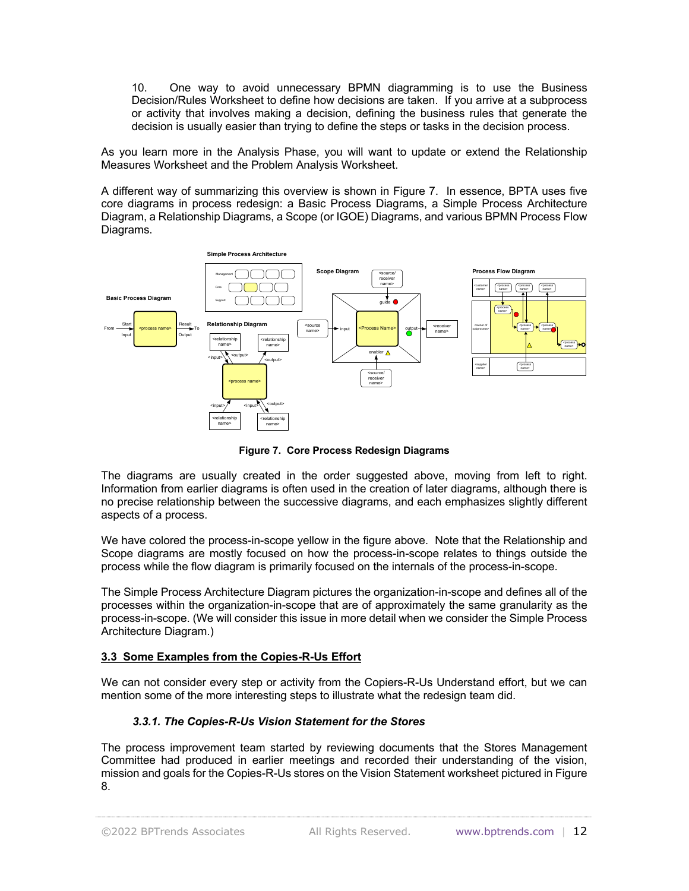10. One way to avoid unnecessary BPMN diagramming is to use the Business Decision/Rules Worksheet to define how decisions are taken. If you arrive at a subprocess or activity that involves making a decision, defining the business rules that generate the decision is usually easier than trying to define the steps or tasks in the decision process.

As you learn more in the Analysis Phase, you will want to update or extend the Relationship Measures Worksheet and the Problem Analysis Worksheet.

A different way of summarizing this overview is shown in Figure 7. In essence, BPTA uses five core diagrams in process redesign: a Basic Process Diagrams, a Simple Process Architecture Diagram, a Relationship Diagrams, a Scope (or IGOE) Diagrams, and various BPMN Process Flow Diagrams.

**Figure 7. Core Process Redesign Diagrams**

The diagrams are usually created in the order suggested above, moving from left to right. Information from earlier diagrams is often used in the creation of later diagrams, although there is no precise relationship between the successive diagrams, and each emphasizes slightly different aspects of a process.

We have colored the process-in-scope yellow in the figure above. Note that the Relationship and Scope diagrams are mostly focused on how the process-in-scope relates to things outside the process while the flow diagram is primarily focused on the internals of the process-in-scope.

The Simple Process Architecture Diagram pictures the organization-in-scope and defines all of the processes within the organization-in-scope that are of approximately the same granularity as the process-in-scope. (We will consider this issue in more detail when we consider the Simple Process Architecture Diagram.)

## 3.3 Some Examples from the Copies-R-Us Effort

We can not consider every step or activity from the Copiers-R-Us Understand effort, but we can mention some of the more interesting steps to illustrate what the redesign team did.

### *3.3.1. The Copies-R-Us Vision Statement for the Stores*

The process improvement team started by reviewing documents that the Stores Management Committee had produced in earlier meetings and recorded their understanding of the vision, mission and goals for the Copies-R-Us stores on the Vision Statement worksheet pictured in Figure 8.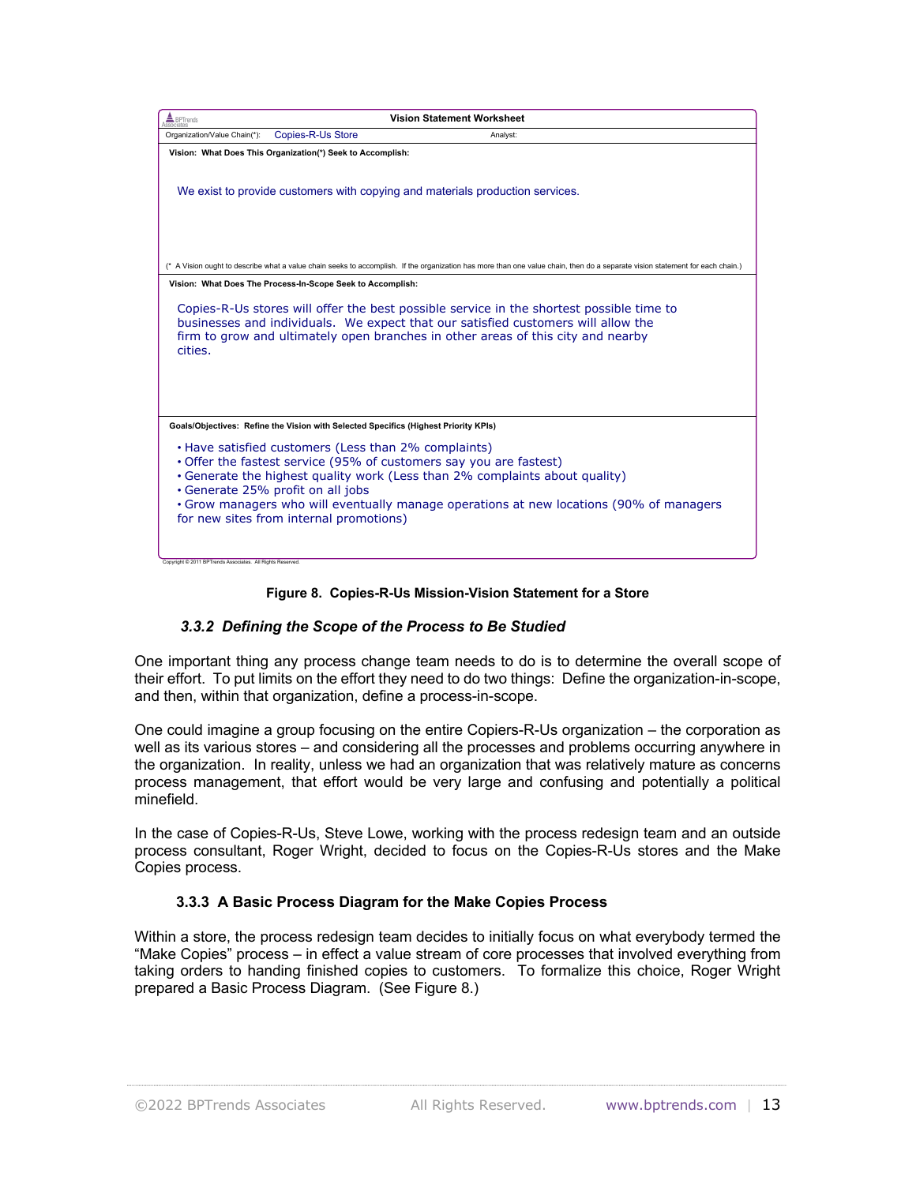**Vision Statement Worksheet**

| Organization/Value Chain(*): Copies-R-Us Store | Analyst: |
|---|---|

**Vision: What Does This Organization(*) Seek to Accomplish:**

We exist to provide customers with copying and materials production services.

(* A Vision ought to describe what a value chain seeks to accomplish. If the organization has more than one value chain, then do a separate vision statement for each chain.)

**Vision: What Does The Process-In-Scope Seek to Accomplish:**

Copies-R-Us stores will offer the best possible service in the shortest possible time to businesses and individuals. We expect that our satisfied customers will allow the firm to grow and ultimately open branches in other areas of this city and nearby cities.

**Goals/Objectives: Refine the Vision with Selected Specifics (Highest Priority KPIs)**

- Have satisfied customers (Less than 2% complaints)
- Offer the fastest service (95% of customers say you are fastest)
- Generate the highest quality work (Less than 2% complaints about quality)
- Generate 25% profit on all jobs
- Grow managers who will eventually manage operations at new locations (90% of managers for new sites from internal promotions)

Copyright © 2011 BPTrends Associates. All Rights Reserved.

**Figure 8. Copies-R-Us Mission-Vision Statement for a Store**

### *3.3.2 Defining the Scope of the Process to Be Studied*

One important thing any process change team needs to do is to determine the overall scope of their effort. To put limits on the effort they need to do two things: Define the organization-in-scope, and then, within that organization, define a process-in-scope.

One could imagine a group focusing on the entire Copiers-R-Us organization – the corporation as well as its various stores – and considering all the processes and problems occurring anywhere in the organization. In reality, unless we had an organization that was relatively mature as concerns process management, that effort would be very large and confusing and potentially a political minefield.

In the case of Copies-R-Us, Steve Lowe, working with the process redesign team and an outside process consultant, Roger Wright, decided to focus on the Copies-R-Us stores and the Make Copies process.

### 3.3.3 A Basic Process Diagram for the Make Copies Process

Within a store, the process redesign team decides to initially focus on what everybody termed the "Make Copies" process – in effect a value stream of core processes that involved everything from taking orders to handing finished copies to customers. To formalize this choice, Roger Wright prepared a Basic Process Diagram. (See Figure 8.)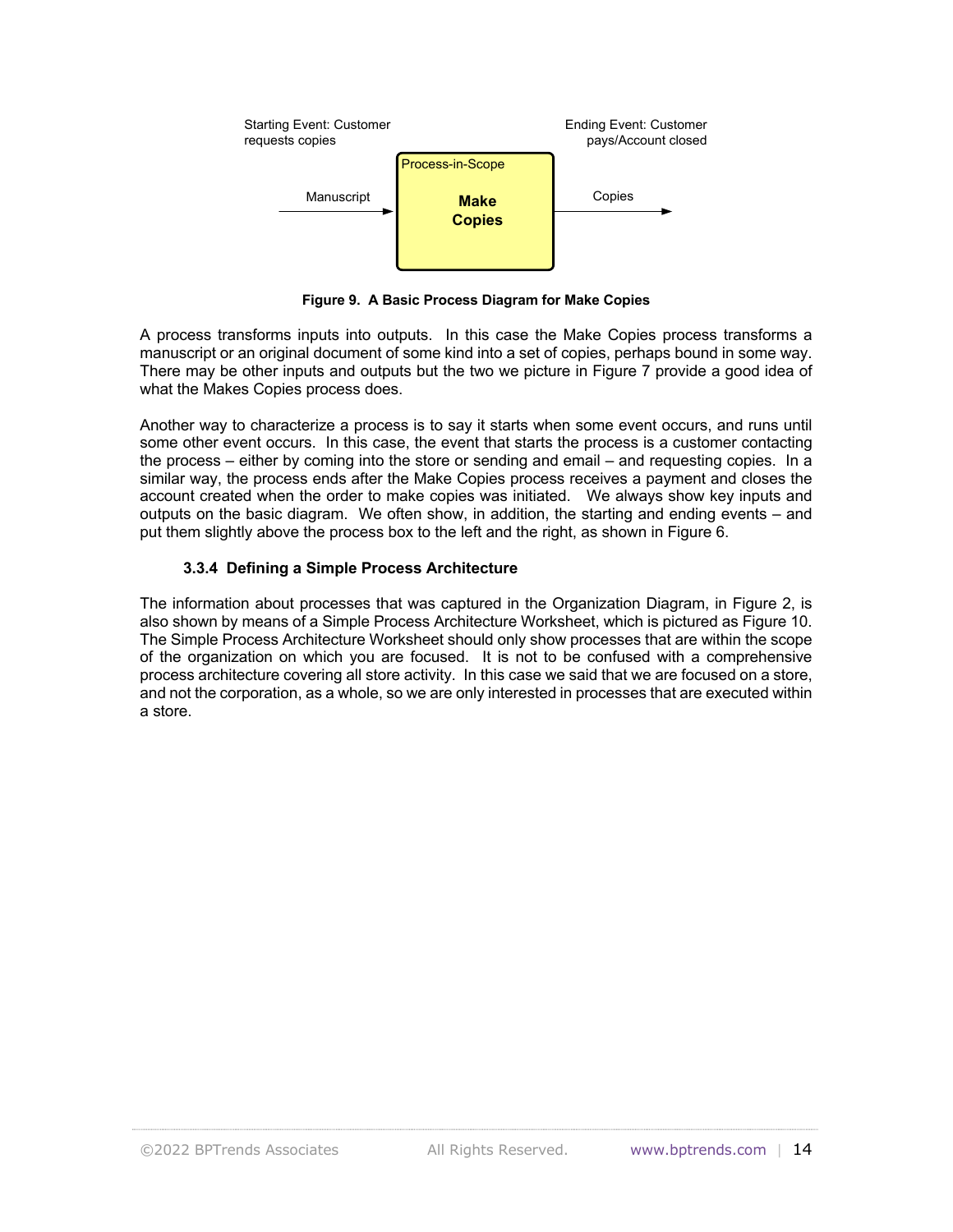Starting Event: Customer requests copies

Ending Event: Customer pays/Account closed

Process-in-Scope

Manuscript → **Make Copies** → Copies

**Figure 9. A Basic Process Diagram for Make Copies**

A process transforms inputs into outputs. In this case the Make Copies process transforms a manuscript or an original document of some kind into a set of copies, perhaps bound in some way. There may be other inputs and outputs but the two we picture in Figure 7 provide a good idea of what the Makes Copies process does.

Another way to characterize a process is to say it starts when some event occurs, and runs until some other event occurs. In this case, the event that starts the process is a customer contacting the process – either by coming into the store or sending and email – and requesting copies. In a similar way, the process ends after the Make Copies process receives a payment and closes the account created when the order to make copies was initiated. We always show key inputs and outputs on the basic diagram. We often show, in addition, the starting and ending events – and put them slightly above the process box to the left and the right, as shown in Figure 6.

#### 3.3.4 Defining a Simple Process Architecture

The information about processes that was captured in the Organization Diagram, in Figure 2, is also shown by means of a Simple Process Architecture Worksheet, which is pictured as Figure 10. The Simple Process Architecture Worksheet should only show processes that are within the scope of the organization on which you are focused. It is not to be confused with a comprehensive process architecture covering all store activity. In this case we said that we are focused on a store, and not the corporation, as a whole, so we are only interested in processes that are executed within a store.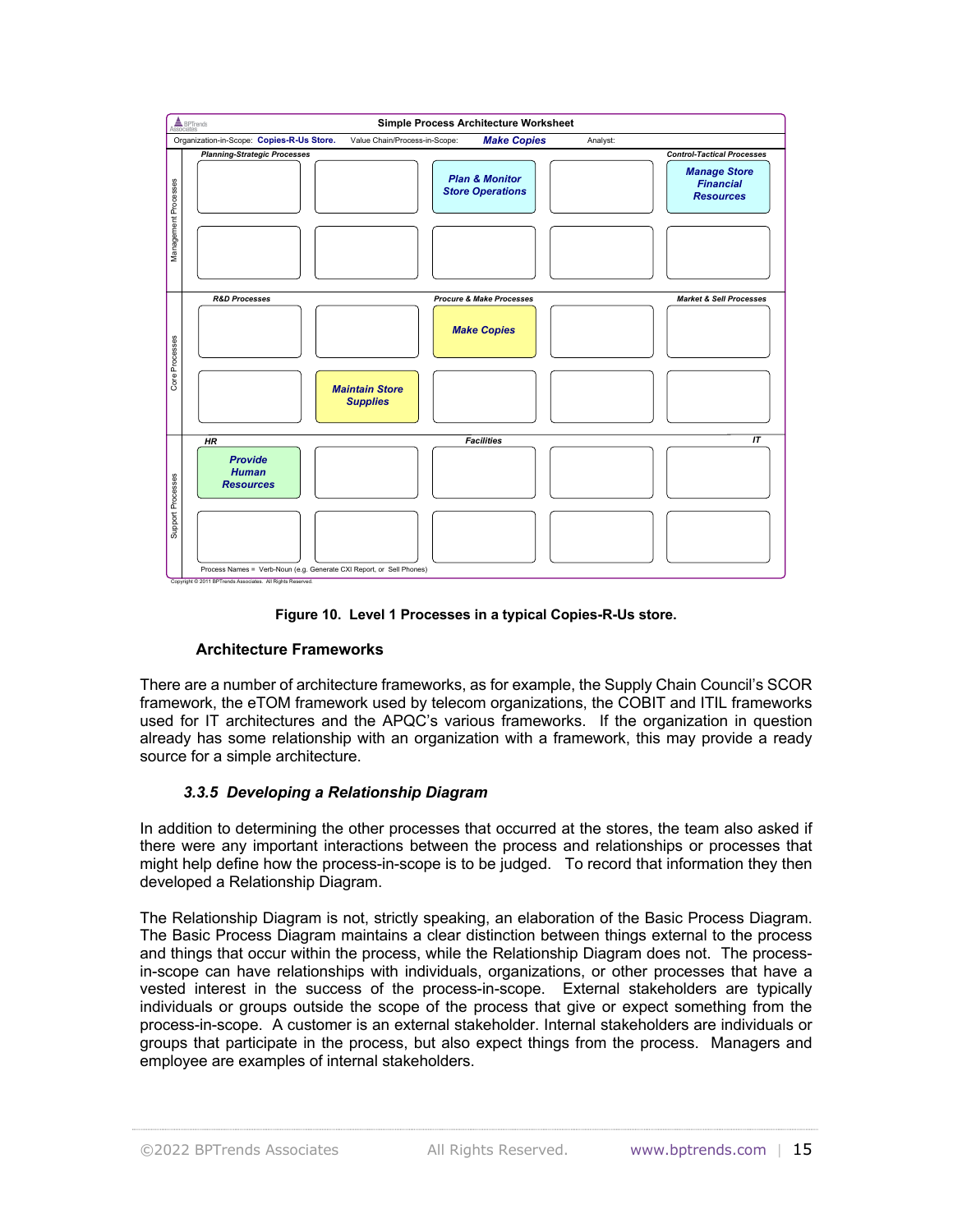**Simple Process Architecture Worksheet**

Organization-in-Scope: **Copies-R-Us Store.** Value Chain/Process-in-Scope: ***Make Copies*** Analyst:

| | | | | | |
|---|---|---|---|---|---|
| Management Processes | *Planning-Strategic Processes* | | | | *Control-Tactical Processes* |
| | | | ***Plan & Monitor Store Operations*** | | ***Manage Store Financial Resources*** |
| | | | | | |
| Core Processes | *R&D Processes* | | *Procure & Make Processes* | | *Market & Sell Processes* |
| | | | ***Make Copies*** | | |
| | | ***Maintain Store Supplies*** | | | |
| Support Processes | *HR* | | *Facilities* | | *IT* |
| | ***Provide Human Resources*** | | | | |
| | | | | | |

Process Names = Verb-Noun (e.g. Generate CXI Report, or Sell Phones)

Copyright © 2011 BPTrends Associates. All Rights Reserved.

**Figure 10. Level 1 Processes in a typical Copies-R-Us store.**

### Architecture Frameworks

There are a number of architecture frameworks, as for example, the Supply Chain Council's SCOR framework, the eTOM framework used by telecom organizations, the COBIT and ITIL frameworks used for IT architectures and the APQC's various frameworks. If the organization in question already has some relationship with an organization with a framework, this may provide a ready source for a simple architecture.

### *3.3.5 Developing a Relationship Diagram*

In addition to determining the other processes that occurred at the stores, the team also asked if there were any important interactions between the process and relationships or processes that might help define how the process-in-scope is to be judged. To record that information they then developed a Relationship Diagram.

The Relationship Diagram is not, strictly speaking, an elaboration of the Basic Process Diagram. The Basic Process Diagram maintains a clear distinction between things external to the process and things that occur within the process, while the Relationship Diagram does not. The process-in-scope can have relationships with individuals, organizations, or other processes that have a vested interest in the success of the process-in-scope. External stakeholders are typically individuals or groups outside the scope of the process that give or expect something from the process-in-scope. A customer is an external stakeholder. Internal stakeholders are individuals or groups that participate in the process, but also expect things from the process. Managers and employee are examples of internal stakeholders.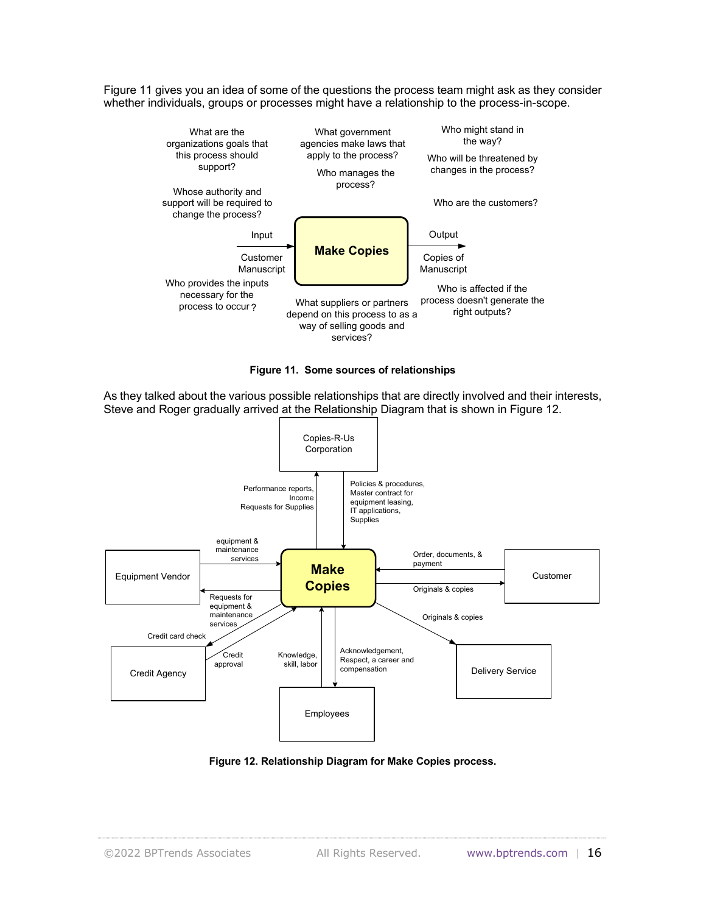Figure 11 gives you an idea of some of the questions the process team might ask as they consider whether individuals, groups or processes might have a relationship to the process-in-scope.

What are the organizations goals that this process should support?

Whose authority and support will be required to change the process?

What government agencies make laws that apply to the process?

Who manages the process?

Who might stand in the way?

Who will be threatened by changes in the process?

Who are the customers?

Input

Customer Manuscript

**Make Copies**

Output

Copies of Manuscript

Who provides the inputs necessary for the process to occur?

What suppliers or partners depend on this process to as a way of selling goods and services?

Who is affected if the process doesn't generate the right outputs?

**Figure 11. Some sources of relationships**

As they talked about the various possible relationships that are directly involved and their interests, Steve and Roger gradually arrived at the Relationship Diagram that is shown in Figure 12.

Copies-R-Us Corporation

Performance reports, Income Requests for Supplies

Policies & procedures, Master contract for equipment leasing, IT applications, Supplies

Equipment Vendor

equipment & maintenance services

Requests for equipment & maintenance services

**Make Copies**

Order, documents, & payment

Originals & copies

Customer

Credit card check

Credit approval

Credit Agency

Knowledge, skill, labor

Acknowledgement, Respect, a career and compensation

Employees

Originals & copies

Delivery Service

**Figure 12. Relationship Diagram for Make Copies process.**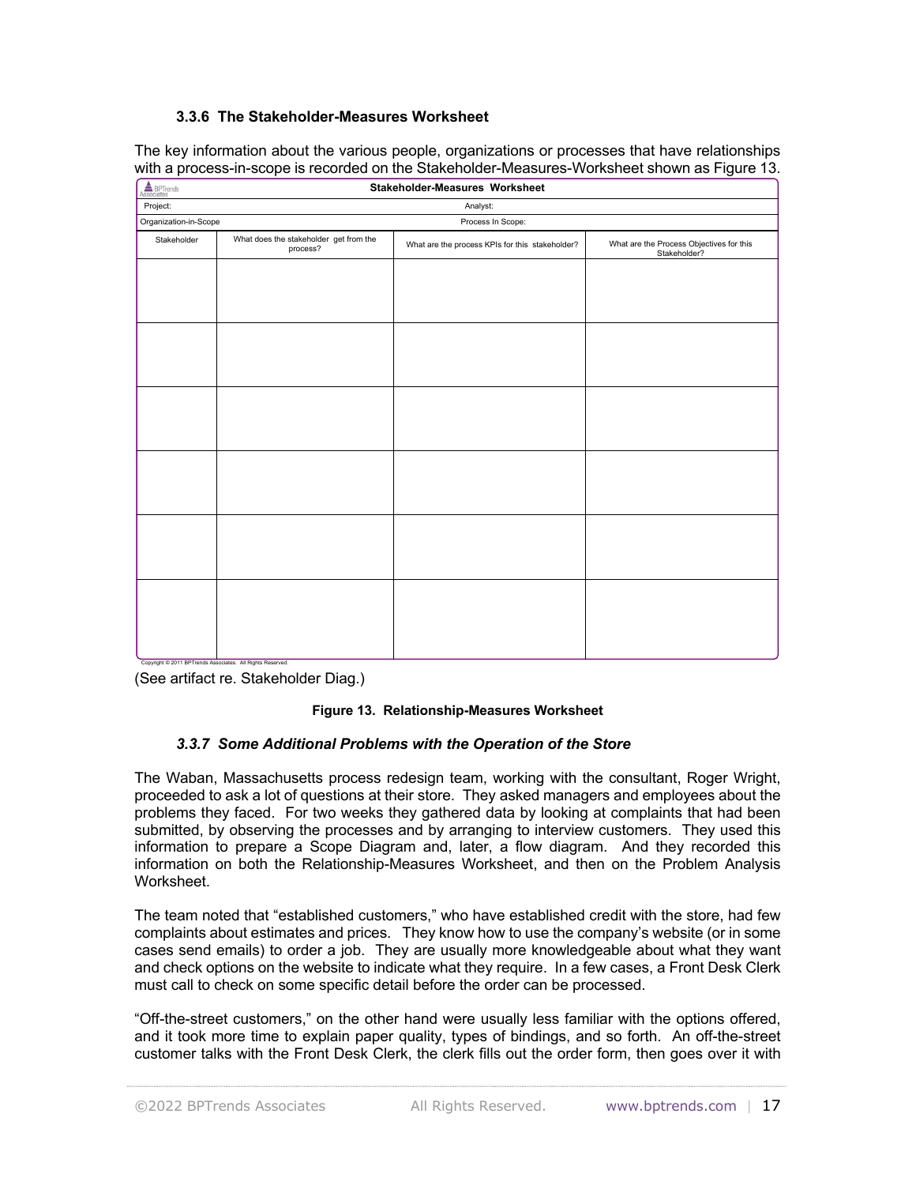### 3.3.6 The Stakeholder-Measures Worksheet

The key information about the various people, organizations or processes that have relationships with a process-in-scope is recorded on the Stakeholder-Measures-Worksheet shown as Figure 13.

| Stakeholder-Measures Worksheet | | | |
|---|---|---|---|
| Project: | Analyst: | | |
| Organization-in-Scope | Process In Scope: | | |
| Stakeholder | What does the stakeholder get from the process? | What are the process KPIs for this stakeholder? | What are the Process Objectives for this Stakeholder? |
| | | | |
| | | | |
| | | | |
| | | | |
| | | | |
| | | | |

Copyright © 2011 BPTrends Associates. All Rights Reserved.

(See artifact re. Stakeholder Diag.)

**Figure 13. Relationship-Measures Worksheet**

### *3.3.7 Some Additional Problems with the Operation of the Store*

The Waban, Massachusetts process redesign team, working with the consultant, Roger Wright, proceeded to ask a lot of questions at their store. They asked managers and employees about the problems they faced. For two weeks they gathered data by looking at complaints that had been submitted, by observing the processes and by arranging to interview customers. They used this information to prepare a Scope Diagram and, later, a flow diagram. And they recorded this information on both the Relationship-Measures Worksheet, and then on the Problem Analysis Worksheet.

The team noted that "established customers," who have established credit with the store, had few complaints about estimates and prices. They know how to use the company's website (or in some cases send emails) to order a job. They are usually more knowledgeable about what they want and check options on the website to indicate what they require. In a few cases, a Front Desk Clerk must call to check on some specific detail before the order can be processed.

"Off-the-street customers," on the other hand were usually less familiar with the options offered, and it took more time to explain paper quality, types of bindings, and so forth. An off-the-street customer talks with the Front Desk Clerk, the clerk fills out the order form, then goes over it with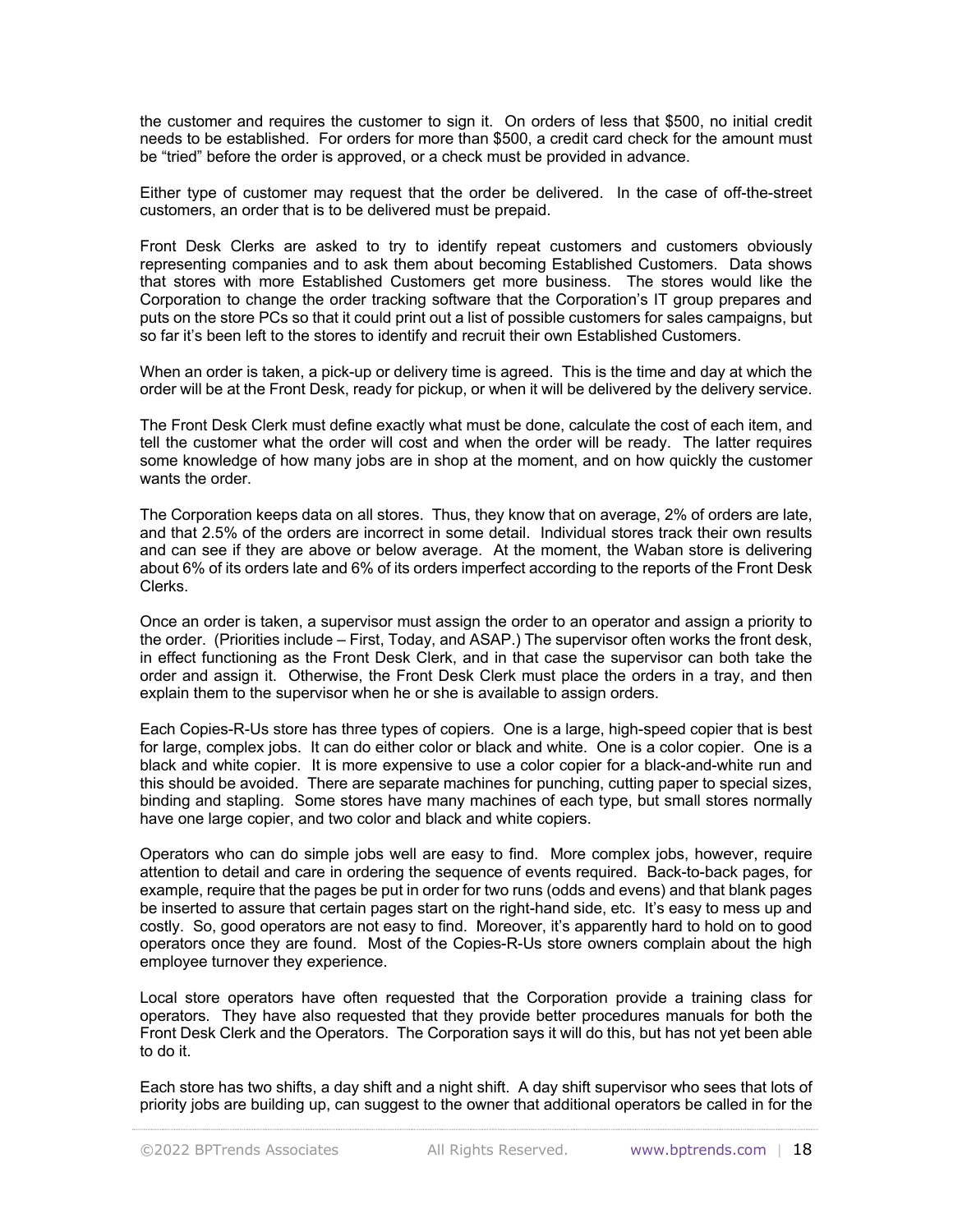the customer and requires the customer to sign it. On orders of less that $500, no initial credit needs to be established. For orders for more than $500, a credit card check for the amount must be "tried" before the order is approved, or a check must be provided in advance.

Either type of customer may request that the order be delivered. In the case of off-the-street customers, an order that is to be delivered must be prepaid.

Front Desk Clerks are asked to try to identify repeat customers and customers obviously representing companies and to ask them about becoming Established Customers. Data shows that stores with more Established Customers get more business. The stores would like the Corporation to change the order tracking software that the Corporation's IT group prepares and puts on the store PCs so that it could print out a list of possible customers for sales campaigns, but so far it's been left to the stores to identify and recruit their own Established Customers.

When an order is taken, a pick-up or delivery time is agreed. This is the time and day at which the order will be at the Front Desk, ready for pickup, or when it will be delivered by the delivery service.

The Front Desk Clerk must define exactly what must be done, calculate the cost of each item, and tell the customer what the order will cost and when the order will be ready. The latter requires some knowledge of how many jobs are in shop at the moment, and on how quickly the customer wants the order.

The Corporation keeps data on all stores. Thus, they know that on average, 2% of orders are late, and that 2.5% of the orders are incorrect in some detail. Individual stores track their own results and can see if they are above or below average. At the moment, the Waban store is delivering about 6% of its orders late and 6% of its orders imperfect according to the reports of the Front Desk Clerks.

Once an order is taken, a supervisor must assign the order to an operator and assign a priority to the order. (Priorities include – First, Today, and ASAP.) The supervisor often works the front desk, in effect functioning as the Front Desk Clerk, and in that case the supervisor can both take the order and assign it. Otherwise, the Front Desk Clerk must place the orders in a tray, and then explain them to the supervisor when he or she is available to assign orders.

Each Copies-R-Us store has three types of copiers. One is a large, high-speed copier that is best for large, complex jobs. It can do either color or black and white. One is a color copier. One is a black and white copier. It is more expensive to use a color copier for a black-and-white run and this should be avoided. There are separate machines for punching, cutting paper to special sizes, binding and stapling. Some stores have many machines of each type, but small stores normally have one large copier, and two color and black and white copiers.

Operators who can do simple jobs well are easy to find. More complex jobs, however, require attention to detail and care in ordering the sequence of events required. Back-to-back pages, for example, require that the pages be put in order for two runs (odds and evens) and that blank pages be inserted to assure that certain pages start on the right-hand side, etc. It's easy to mess up and costly. So, good operators are not easy to find. Moreover, it's apparently hard to hold on to good operators once they are found. Most of the Copies-R-Us store owners complain about the high employee turnover they experience.

Local store operators have often requested that the Corporation provide a training class for operators. They have also requested that they provide better procedures manuals for both the Front Desk Clerk and the Operators. The Corporation says it will do this, but has not yet been able to do it.

Each store has two shifts, a day shift and a night shift. A day shift supervisor who sees that lots of priority jobs are building up, can suggest to the owner that additional operators be called in for the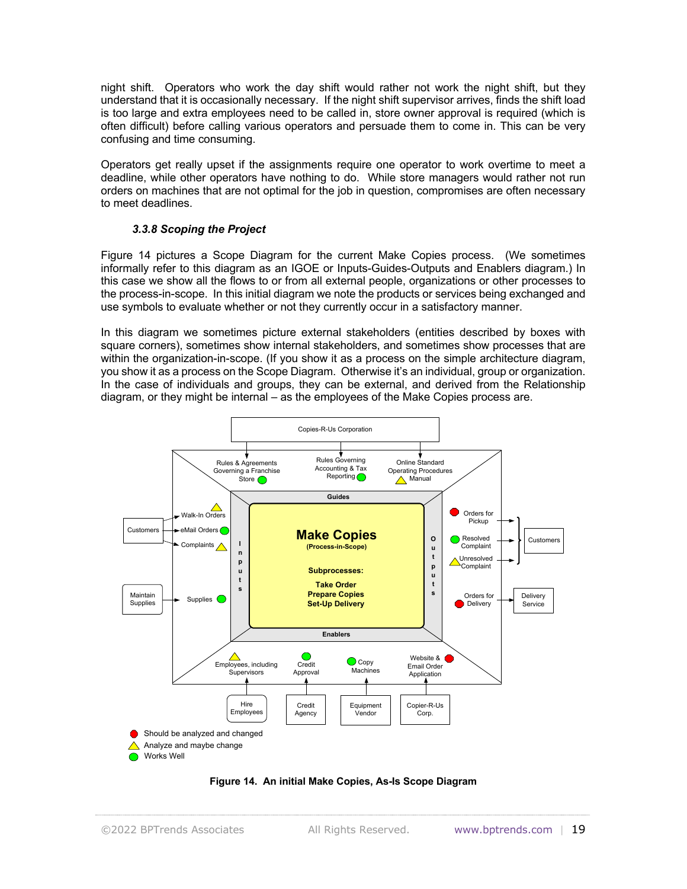night shift. Operators who work the day shift would rather not work the night shift, but they understand that it is occasionally necessary. If the night shift supervisor arrives, finds the shift load is too large and extra employees need to be called in, store owner approval is required (which is often difficult) before calling various operators and persuade them to come in. This can be very confusing and time consuming.

Operators get really upset if the assignments require one operator to work overtime to meet a deadline, while other operators have nothing to do. While store managers would rather not run orders on machines that are not optimal for the job in question, compromises are often necessary to meet deadlines.

### *3.3.8 Scoping the Project*

Figure 14 pictures a Scope Diagram for the current Make Copies process. (We sometimes informally refer to this diagram as an IGOE or Inputs-Guides-Outputs and Enablers diagram.) In this case we show all the flows to or from all external people, organizations or other processes to the process-in-scope. In this initial diagram we note the products or services being exchanged and use symbols to evaluate whether or not they currently occur in a satisfactory manner.

In this diagram we sometimes picture external stakeholders (entities described by boxes with square corners), sometimes show internal stakeholders, and sometimes show processes that are within the organization-in-scope. (If you show it as a process on the simple architecture diagram, you show it as a process on the Scope Diagram. Otherwise it's an individual, group or organization. In the case of individuals and groups, they can be external, and derived from the Relationship diagram, or they might be internal – as the employees of the Make Copies process are.

**Figure 14. An initial Make Copies, As-Is Scope Diagram**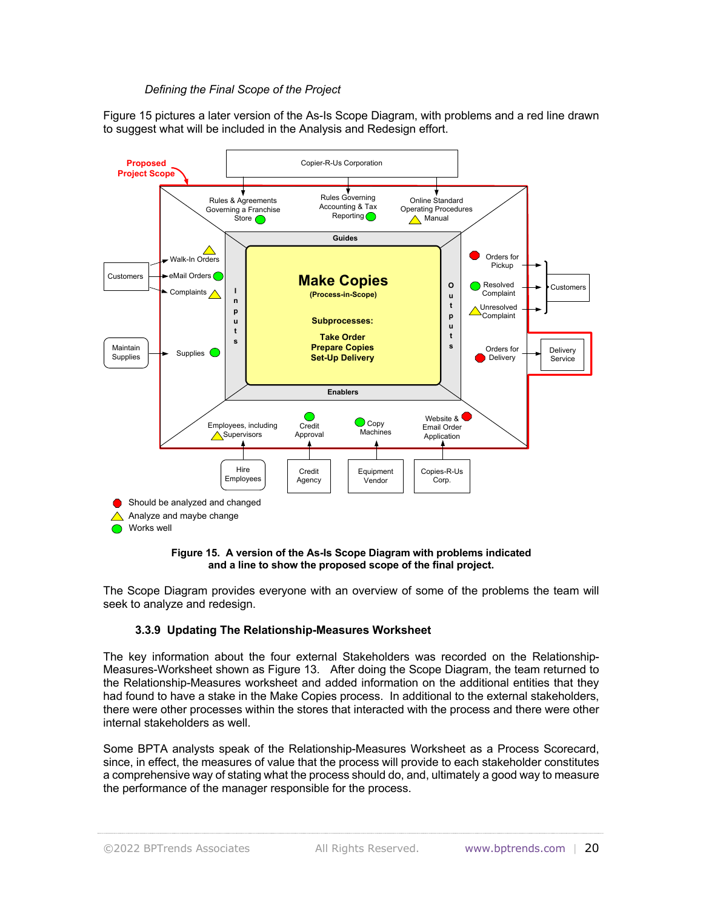*Defining the Final Scope of the Project*

Figure 15 pictures a later version of the As-Is Scope Diagram, with problems and a red line drawn to suggest what will be included in the Analysis and Redesign effort.

**Figure 15. A version of the As-Is Scope Diagram with problems indicated and a line to show the proposed scope of the final project.**

The Scope Diagram provides everyone with an overview of some of the problems the team will seek to analyze and redesign.

### 3.3.9 Updating The Relationship-Measures Worksheet

The key information about the four external Stakeholders was recorded on the Relationship-Measures-Worksheet shown as Figure 13. After doing the Scope Diagram, the team returned to the Relationship-Measures worksheet and added information on the additional entities that they had found to have a stake in the Make Copies process. In additional to the external stakeholders, there were other processes within the stores that interacted with the process and there were other internal stakeholders as well.

Some BPTA analysts speak of the Relationship-Measures Worksheet as a Process Scorecard, since, in effect, the measures of value that the process will provide to each stakeholder constitutes a comprehensive way of stating what the process should do, and, ultimately a good way to measure the performance of the manager responsible for the process.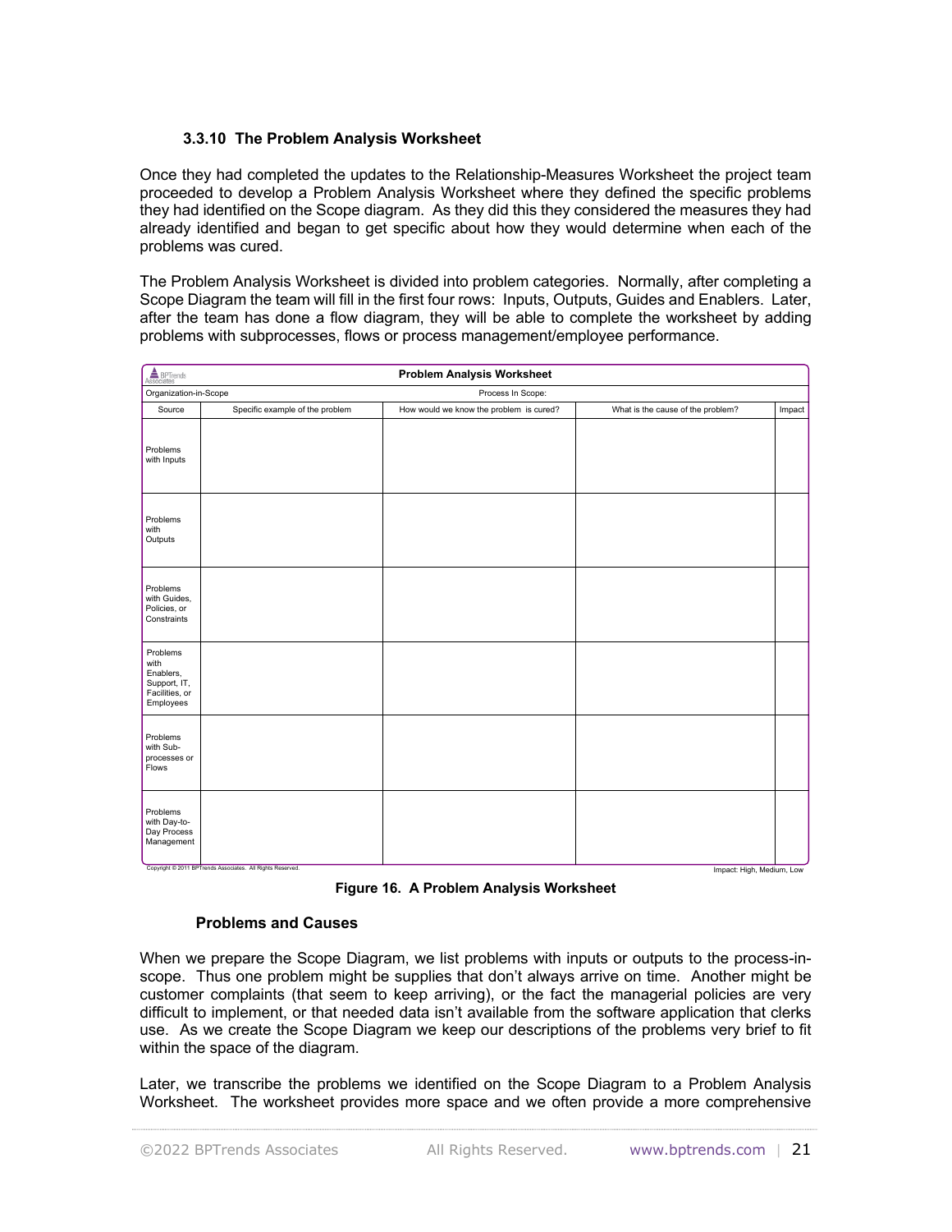### 3.3.10 The Problem Analysis Worksheet

Once they had completed the updates to the Relationship-Measures Worksheet the project team proceeded to develop a Problem Analysis Worksheet where they defined the specific problems they had identified on the Scope diagram. As they did this they considered the measures they had already identified and began to get specific about how they would determine when each of the problems was cured.

The Problem Analysis Worksheet is divided into problem categories. Normally, after completing a Scope Diagram the team will fill in the first four rows: Inputs, Outputs, Guides and Enablers. Later, after the team has done a flow diagram, they will be able to complete the worksheet by adding problems with subprocesses, flows or process management/employee performance.

| Problem Analysis Worksheet | | | | |
|---|---|---|---|---|
| Organization-in-Scope | | Process In Scope: | | |
| Source | Specific example of the problem | How would we know the problem is cured? | What is the cause of the problem? | Impact |
| Problems with Inputs | | | | |
| Problems with Outputs | | | | |
| Problems with Guides, Policies, or Constraints | | | | |
| Problems with Enablers, Support, IT, Facilities, or Employees | | | | |
| Problems with Sub-processes or Flows | | | | |
| Problems with Day-to-Day Process Management | | | | |

Copyright © 2011 BPTrends Associates. All Rights Reserved. Impact: High, Medium, Low

**Figure 16. A Problem Analysis Worksheet**

#### Problems and Causes

When we prepare the Scope Diagram, we list problems with inputs or outputs to the process-in-scope. Thus one problem might be supplies that don't always arrive on time. Another might be customer complaints (that seem to keep arriving), or the fact the managerial policies are very difficult to implement, or that needed data isn't available from the software application that clerks use. As we create the Scope Diagram we keep our descriptions of the problems very brief to fit within the space of the diagram.

Later, we transcribe the problems we identified on the Scope Diagram to a Problem Analysis Worksheet. The worksheet provides more space and we often provide a more comprehensive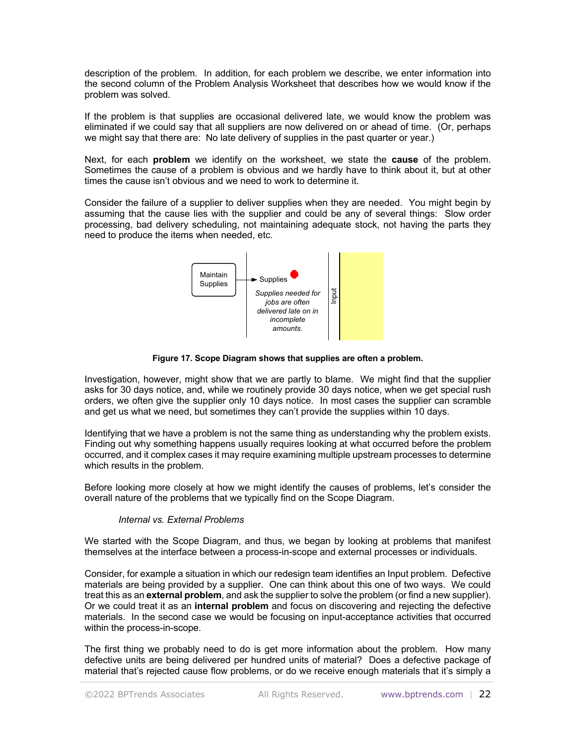description of the problem. In addition, for each problem we describe, we enter information into the second column of the Problem Analysis Worksheet that describes how we would know if the problem was solved.

If the problem is that supplies are occasional delivered late, we would know the problem was eliminated if we could say that all suppliers are now delivered on or ahead of time. (Or, perhaps we might say that there are: No late delivery of supplies in the past quarter or year.)

Next, for each **problem** we identify on the worksheet, we state the **cause** of the problem. Sometimes the cause of a problem is obvious and we hardly have to think about it, but at other times the cause isn't obvious and we need to work to determine it.

Consider the failure of a supplier to deliver supplies when they are needed. You might begin by assuming that the cause lies with the supplier and could be any of several things: Slow order processing, bad delivery scheduling, not maintaining adequate stock, not having the parts they need to produce the items when needed, etc.

Maintain Supplies → Supplies

*Supplies needed for jobs are often delivered late on in incomplete amounts.*

Input

**Figure 17. Scope Diagram shows that supplies are often a problem.**

Investigation, however, might show that we are partly to blame. We might find that the supplier asks for 30 days notice, and, while we routinely provide 30 days notice, when we get special rush orders, we often give the supplier only 10 days notice. In most cases the supplier can scramble and get us what we need, but sometimes they can't provide the supplies within 10 days.

Identifying that we have a problem is not the same thing as understanding why the problem exists. Finding out why something happens usually requires looking at what occurred before the problem occurred, and it complex cases it may require examining multiple upstream processes to determine which results in the problem.

Before looking more closely at how we might identify the causes of problems, let's consider the overall nature of the problems that we typically find on the Scope Diagram.

*Internal vs. External Problems*

We started with the Scope Diagram, and thus, we began by looking at problems that manifest themselves at the interface between a process-in-scope and external processes or individuals.

Consider, for example a situation in which our redesign team identifies an Input problem. Defective materials are being provided by a supplier. One can think about this one of two ways. We could treat this as an **external problem**, and ask the supplier to solve the problem (or find a new supplier). Or we could treat it as an **internal problem** and focus on discovering and rejecting the defective materials. In the second case we would be focusing on input-acceptance activities that occurred within the process-in-scope.

The first thing we probably need to do is get more information about the problem. How many defective units are being delivered per hundred units of material? Does a defective package of material that's rejected cause flow problems, or do we receive enough materials that it's simply a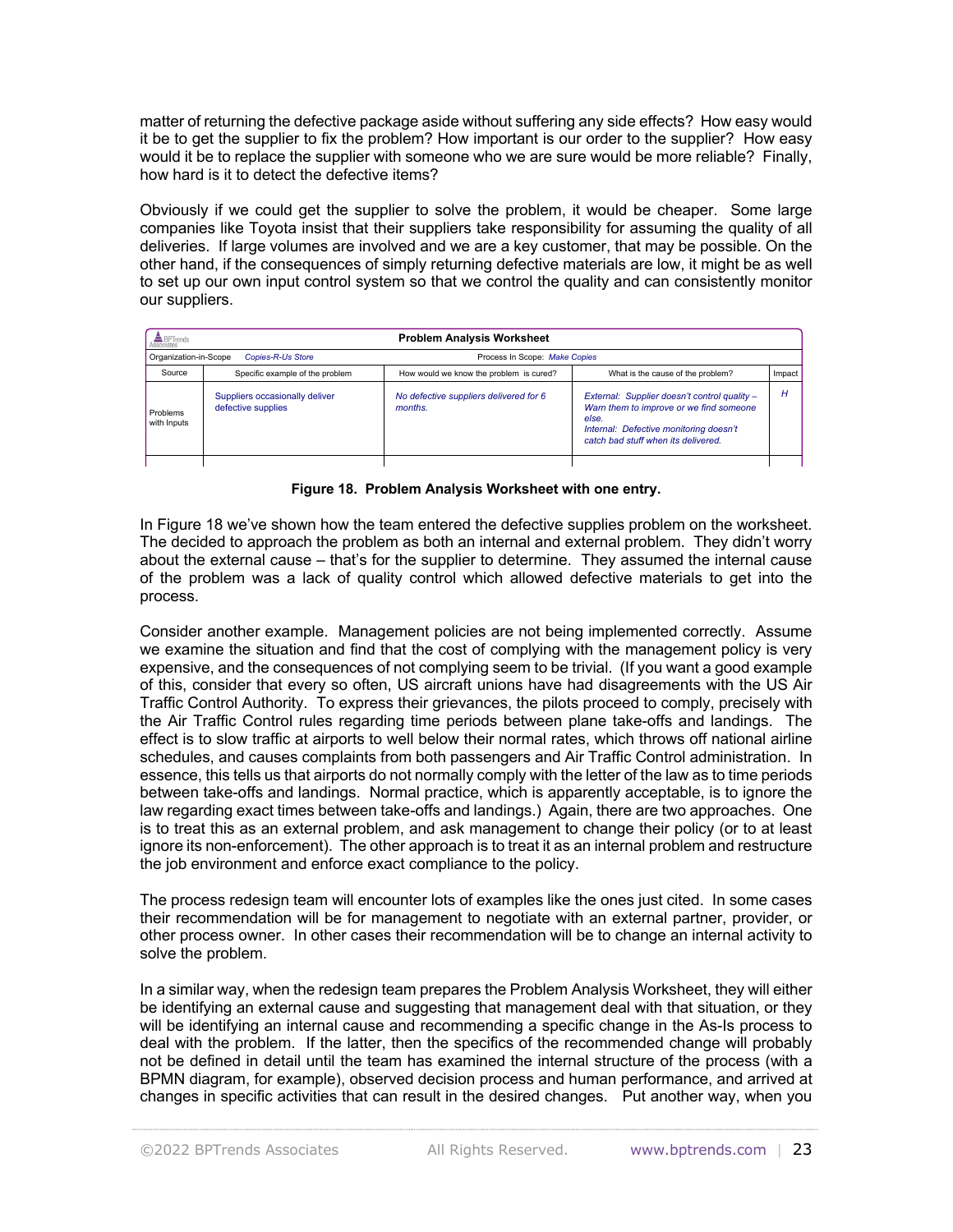matter of returning the defective package aside without suffering any side effects? How easy would it be to get the supplier to fix the problem? How important is our order to the supplier? How easy would it be to replace the supplier with someone who we are sure would be more reliable? Finally, how hard is it to detect the defective items?

Obviously if we could get the supplier to solve the problem, it would be cheaper. Some large companies like Toyota insist that their suppliers take responsibility for assuming the quality of all deliveries. If large volumes are involved and we are a key customer, that may be possible. On the other hand, if the consequences of simply returning defective materials are low, it might be as well to set up our own input control system so that we control the quality and can consistently monitor our suppliers.

| **Problem Analysis Worksheet** | | | | |
|---|---|---|---|---|
| Organization-in-Scope *Copies-R-Us Store* | | Process In Scope: *Make Copies* | | |
| Source | Specific example of the problem | How would we know the problem is cured? | What is the cause of the problem? | Impact |
| Problems with Inputs | Suppliers occasionally deliver defective supplies | *No defective suppliers delivered for 6 months.* | *External: Supplier doesn't control quality – Warn them to improve or we find someone else.* *Internal: Defective monitoring doesn't catch bad stuff when its delivered.* | *H* |
| | | | | |

**Figure 18. Problem Analysis Worksheet with one entry.**

In Figure 18 we've shown how the team entered the defective supplies problem on the worksheet. The decided to approach the problem as both an internal and external problem. They didn't worry about the external cause – that's for the supplier to determine. They assumed the internal cause of the problem was a lack of quality control which allowed defective materials to get into the process.

Consider another example. Management policies are not being implemented correctly. Assume we examine the situation and find that the cost of complying with the management policy is very expensive, and the consequences of not complying seem to be trivial. (If you want a good example of this, consider that every so often, US aircraft unions have had disagreements with the US Air Traffic Control Authority. To express their grievances, the pilots proceed to comply, precisely with the Air Traffic Control rules regarding time periods between plane take-offs and landings. The effect is to slow traffic at airports to well below their normal rates, which throws off national airline schedules, and causes complaints from both passengers and Air Traffic Control administration. In essence, this tells us that airports do not normally comply with the letter of the law as to time periods between take-offs and landings. Normal practice, which is apparently acceptable, is to ignore the law regarding exact times between take-offs and landings.) Again, there are two approaches. One is to treat this as an external problem, and ask management to change their policy (or to at least ignore its non-enforcement). The other approach is to treat it as an internal problem and restructure the job environment and enforce exact compliance to the policy.

The process redesign team will encounter lots of examples like the ones just cited. In some cases their recommendation will be for management to negotiate with an external partner, provider, or other process owner. In other cases their recommendation will be to change an internal activity to solve the problem.

In a similar way, when the redesign team prepares the Problem Analysis Worksheet, they will either be identifying an external cause and suggesting that management deal with that situation, or they will be identifying an internal cause and recommending a specific change in the As-Is process to deal with the problem. If the latter, then the specifics of the recommended change will probably not be defined in detail until the team has examined the internal structure of the process (with a BPMN diagram, for example), observed decision process and human performance, and arrived at changes in specific activities that can result in the desired changes. Put another way, when you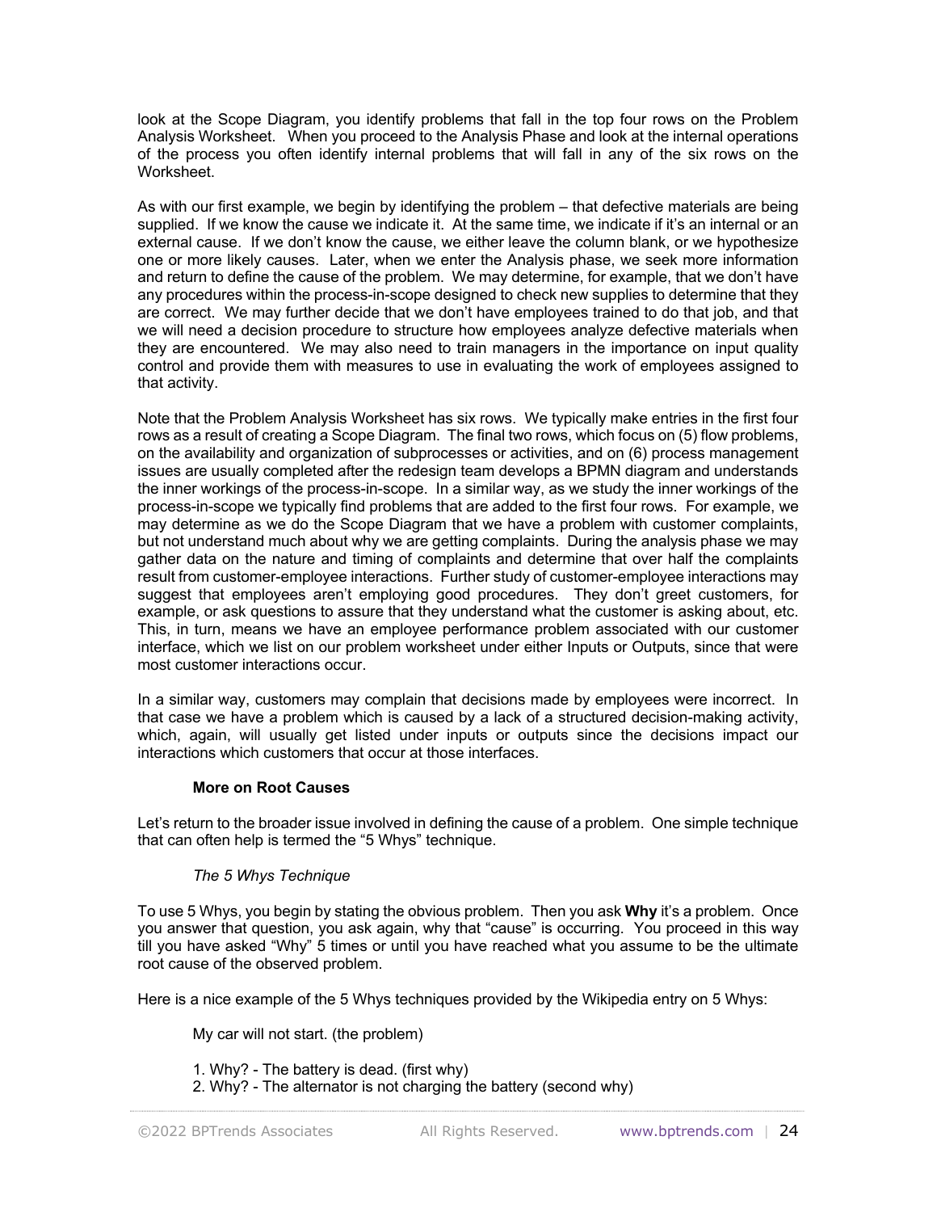look at the Scope Diagram, you identify problems that fall in the top four rows on the Problem Analysis Worksheet. When you proceed to the Analysis Phase and look at the internal operations of the process you often identify internal problems that will fall in any of the six rows on the Worksheet.

As with our first example, we begin by identifying the problem – that defective materials are being supplied. If we know the cause we indicate it. At the same time, we indicate if it's an internal or an external cause. If we don't know the cause, we either leave the column blank, or we hypothesize one or more likely causes. Later, when we enter the Analysis phase, we seek more information and return to define the cause of the problem. We may determine, for example, that we don't have any procedures within the process-in-scope designed to check new supplies to determine that they are correct. We may further decide that we don't have employees trained to do that job, and that we will need a decision procedure to structure how employees analyze defective materials when they are encountered. We may also need to train managers in the importance on input quality control and provide them with measures to use in evaluating the work of employees assigned to that activity.

Note that the Problem Analysis Worksheet has six rows. We typically make entries in the first four rows as a result of creating a Scope Diagram. The final two rows, which focus on (5) flow problems, on the availability and organization of subprocesses or activities, and on (6) process management issues are usually completed after the redesign team develops a BPMN diagram and understands the inner workings of the process-in-scope. In a similar way, as we study the inner workings of the process-in-scope we typically find problems that are added to the first four rows. For example, we may determine as we do the Scope Diagram that we have a problem with customer complaints, but not understand much about why we are getting complaints. During the analysis phase we may gather data on the nature and timing of complaints and determine that over half the complaints result from customer-employee interactions. Further study of customer-employee interactions may suggest that employees aren't employing good procedures. They don't greet customers, for example, or ask questions to assure that they understand what the customer is asking about, etc. This, in turn, means we have an employee performance problem associated with our customer interface, which we list on our problem worksheet under either Inputs or Outputs, since that were most customer interactions occur.

In a similar way, customers may complain that decisions made by employees were incorrect. In that case we have a problem which is caused by a lack of a structured decision-making activity, which, again, will usually get listed under inputs or outputs since the decisions impact our interactions which customers that occur at those interfaces.

### More on Root Causes

Let's return to the broader issue involved in defining the cause of a problem. One simple technique that can often help is termed the "5 Whys" technique.

#### *The 5 Whys Technique*

To use 5 Whys, you begin by stating the obvious problem. Then you ask **Why** it's a problem. Once you answer that question, you ask again, why that "cause" is occurring. You proceed in this way till you have asked "Why" 5 times or until you have reached what you assume to be the ultimate root cause of the observed problem.

Here is a nice example of the 5 Whys techniques provided by the Wikipedia entry on 5 Whys:

My car will not start. (the problem)

1. Why? - The battery is dead. (first why)
2. Why? - The alternator is not charging the battery (second why)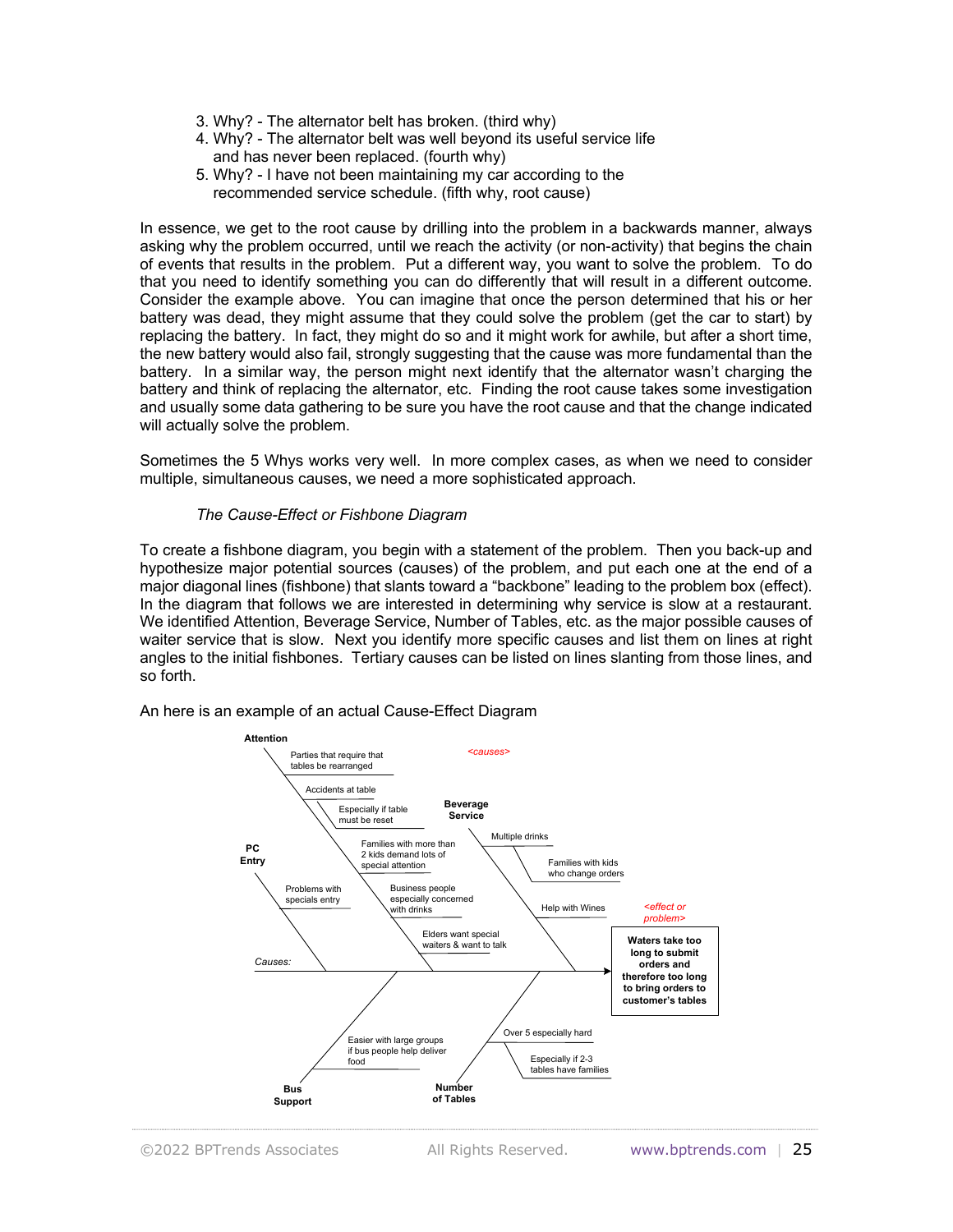3. Why? - The alternator belt has broken. (third why)
4. Why? - The alternator belt was well beyond its useful service life and has never been replaced. (fourth why)
5. Why? - I have not been maintaining my car according to the recommended service schedule. (fifth why, root cause)

In essence, we get to the root cause by drilling into the problem in a backwards manner, always asking why the problem occurred, until we reach the activity (or non-activity) that begins the chain of events that results in the problem. Put a different way, you want to solve the problem. To do that you need to identify something you can do differently that will result in a different outcome. Consider the example above. You can imagine that once the person determined that his or her battery was dead, they might assume that they could solve the problem (get the car to start) by replacing the battery. In fact, they might do so and it might work for awhile, but after a short time, the new battery would also fail, strongly suggesting that the cause was more fundamental than the battery. In a similar way, the person might next identify that the alternator wasn't charging the battery and think of replacing the alternator, etc. Finding the root cause takes some investigation and usually some data gathering to be sure you have the root cause and that the change indicated will actually solve the problem.

Sometimes the 5 Whys works very well. In more complex cases, as when we need to consider multiple, simultaneous causes, we need a more sophisticated approach.

*The Cause-Effect or Fishbone Diagram*

To create a fishbone diagram, you begin with a statement of the problem. Then you back-up and hypothesize major potential sources (causes) of the problem, and put each one at the end of a major diagonal lines (fishbone) that slants toward a "backbone" leading to the problem box (effect). In the diagram that follows we are interested in determining why service is slow at a restaurant. We identified Attention, Beverage Service, Number of Tables, etc. as the major possible causes of waiter service that is slow. Next you identify more specific causes and list them on lines at right angles to the initial fishbones. Tertiary causes can be listed on lines slanting from those lines, and so forth.

An here is an example of an actual Cause-Effect Diagram

**Attention**
- Parties that require that tables be rearranged
- Accidents at table
  - Especially if table must be reset
- Families with more than 2 kids demand lots of special attention
- Business people especially concerned with drinks
- Elders want special waiters & want to talk

**Beverage Service**
- Multiple drinks
  - Families with kids who change orders
- Help with Wines

**PC Entry**
- Problems with specials entry

**Bus Support**
- Easier with large groups if bus people help deliver food

**Number of Tables**
- Over 5 especially hard
  - Especially if 2-3 tables have families

<causes> Causes: → <effect or problem> **Waters take too long to submit orders and therefore too long to bring orders to customer's tables**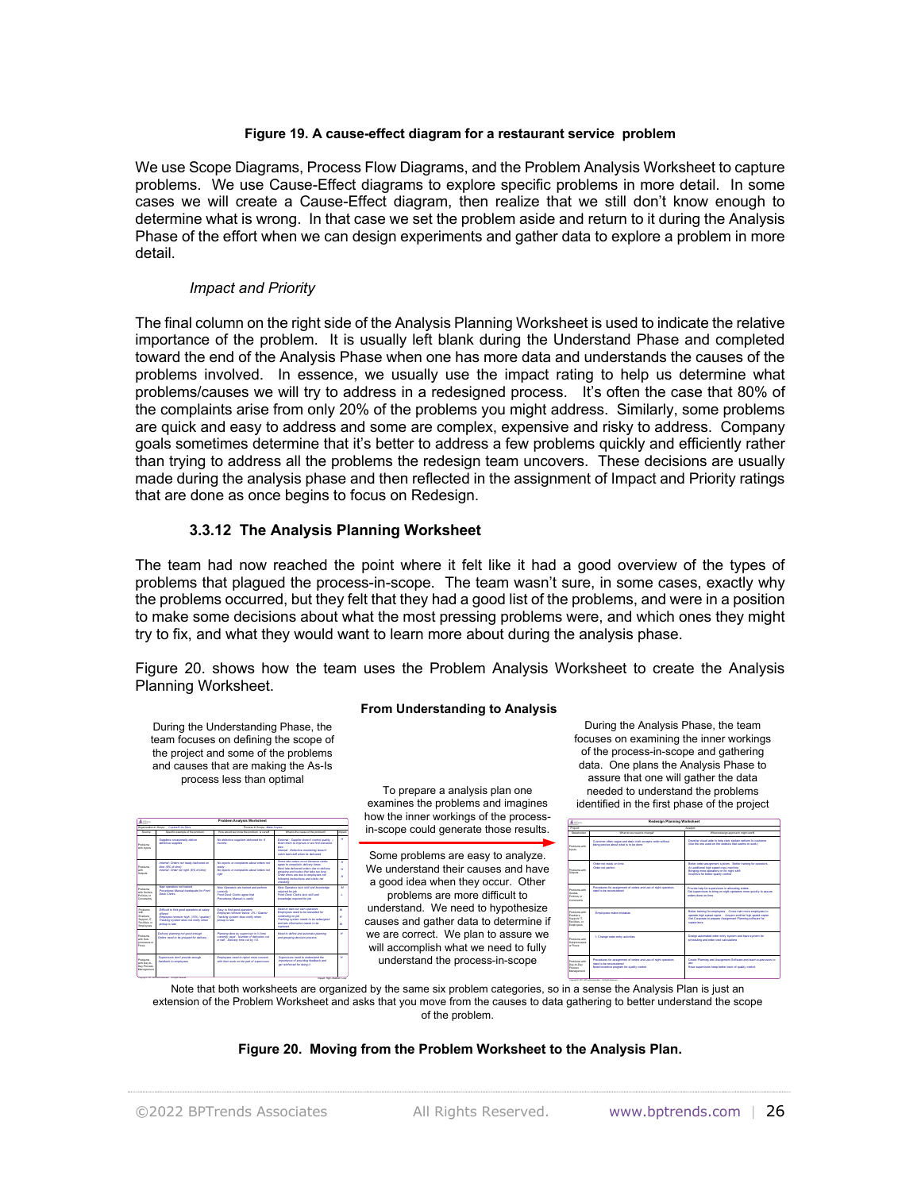**Figure 19. A cause-effect diagram for a restaurant service problem**

We use Scope Diagrams, Process Flow Diagrams, and the Problem Analysis Worksheet to capture problems. We use Cause-Effect diagrams to explore specific problems in more detail. In some cases we will create a Cause-Effect diagram, then realize that we still don't know enough to determine what is wrong. In that case we set the problem aside and return to it during the Analysis Phase of the effort when we can design experiments and gather data to explore a problem in more detail.

*Impact and Priority*

The final column on the right side of the Analysis Planning Worksheet is used to indicate the relative importance of the problem. It is usually left blank during the Understand Phase and completed toward the end of the Analysis Phase when one has more data and understands the causes of the problems involved. In essence, we usually use the impact rating to help us determine what problems/causes we will try to address in a redesigned process. It's often the case that 80% of the complaints arise from only 20% of the problems you might address. Similarly, some problems are quick and easy to address and some are complex, expensive and risky to address. Company goals sometimes determine that it's better to address a few problems quickly and efficiently rather than trying to address all the problems the redesign team uncovers. These decisions are usually made during the analysis phase and then reflected in the assignment of Impact and Priority ratings that are done as once begins to focus on Redesign.

### 3.3.12 The Analysis Planning Worksheet

The team had now reached the point where it felt like it had a good overview of the types of problems that plagued the process-in-scope. The team wasn't sure, in some cases, exactly why the problems occurred, but they felt that they had a good list of the problems, and were in a position to make some decisions about what the most pressing problems were, and which ones they might try to fix, and what they would want to learn more about during the analysis phase.

Figure 20. shows how the team uses the Problem Analysis Worksheet to create the Analysis Planning Worksheet.

**From Understanding to Analysis**

During the Understanding Phase, the team focuses on defining the scope of the project and some of the problems and causes that are making the As-Is process less than optimal

To prepare a analysis plan one examines the problems and imagines how the inner workings of the process-in-scope could generate those results.

Some problems are easy to analyze. We understand their causes and have a good idea when they occur. Other problems are more difficult to understand. We need to hypothesize causes and gather data to determine if we are correct. We plan to assure we will accomplish what we need to fully understand the process-in-scope

During the Analysis Phase, the team focuses on examining the inner workings of the process-in-scope and gathering data. One plans the Analysis Phase to assure that one will gather the data needed to understand the problems identified in the first phase of the project

Note that both worksheets are organized by the same six problem categories, so in a sense the Analysis Plan is just an extension of the Problem Worksheet and asks that you move from the causes to data gathering to better understand the scope of the problem.

**Figure 20. Moving from the Problem Worksheet to the Analysis Plan.**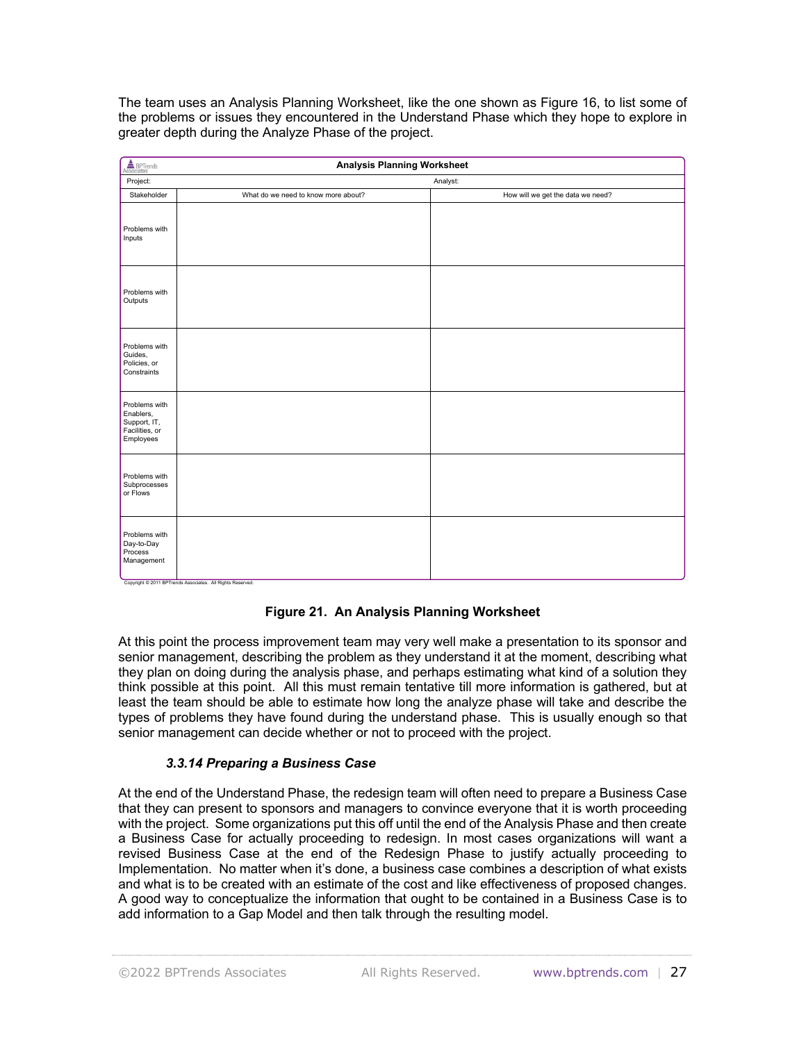The team uses an Analysis Planning Worksheet, like the one shown as Figure 16, to list some of the problems or issues they encountered in the Understand Phase which they hope to explore in greater depth during the Analyze Phase of the project.

| Analysis Planning Worksheet | | |
|---|---|---|
| Project: | Analyst: | |
| Stakeholder | What do we need to know more about? | How will we get the data we need? |
| Problems with Inputs | | |
| Problems with Outputs | | |
| Problems with Guides, Policies, or Constraints | | |
| Problems with Enablers, Support, IT, Facilities, or Employees | | |
| Problems with Subprocesses or Flows | | |
| Problems with Day-to-Day Process Management | | |

Copyright © 2011 BPTrends Associates. All Rights Reserved.

**Figure 21. An Analysis Planning Worksheet**

At this point the process improvement team may very well make a presentation to its sponsor and senior management, describing the problem as they understand it at the moment, describing what they plan on doing during the analysis phase, and perhaps estimating what kind of a solution they think possible at this point. All this must remain tentative till more information is gathered, but at least the team should be able to estimate how long the analyze phase will take and describe the types of problems they have found during the understand phase. This is usually enough so that senior management can decide whether or not to proceed with the project.

### *3.3.14 Preparing a Business Case*

At the end of the Understand Phase, the redesign team will often need to prepare a Business Case that they can present to sponsors and managers to convince everyone that it is worth proceeding with the project. Some organizations put this off until the end of the Analysis Phase and then create a Business Case for actually proceeding to redesign. In most cases organizations will want a revised Business Case at the end of the Redesign Phase to justify actually proceeding to Implementation. No matter when it's done, a business case combines a description of what exists and what is to be created with an estimate of the cost and like effectiveness of proposed changes. A good way to conceptualize the information that ought to be contained in a Business Case is to add information to a Gap Model and then talk through the resulting model.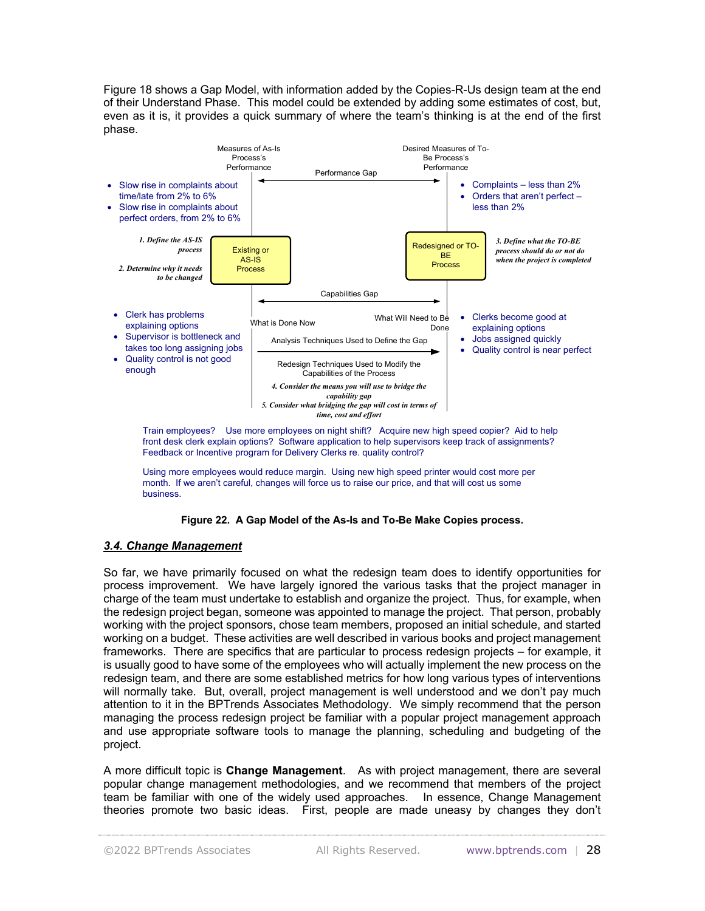Figure 18 shows a Gap Model, with information added by the Copies-R-Us design team at the end of their Understand Phase. This model could be extended by adding some estimates of cost, but, even as it is, it provides a quick summary of where the team's thinking is at the end of the first phase.

Measures of As-Is Process's Performance

Desired Measures of To-Be Process's Performance

Performance Gap

- Slow rise in complaints about time/late from 2% to 6%
- Slow rise in complaints about perfect orders, from 2% to 6%

- Complaints – less than 2%
- Orders that aren't perfect – less than 2%

*1. Define the AS-IS process*

*2. Determine why it needs to be changed*

Existing or AS-IS Process

Redesigned or TO-BE Process

*3. Define what the TO-BE process should do or not do when the project is completed*

Capabilities Gap

- Clerk has problems explaining options
- Supervisor is bottleneck and takes too long assigning jobs
- Quality control is not good enough

What is Done Now

What Will Need to Be Done

- Clerks become good at explaining options
- Jobs assigned quickly
- Quality control is near perfect

Analysis Techniques Used to Define the Gap

Redesign Techniques Used to Modify the Capabilities of the Process

*4. Consider the means you will use to bridge the capability gap*

*5. Consider what bridging the gap will cost in terms of time, cost and effort*

Train employees? Use more employees on night shift? Acquire new high speed copier? Aid to help front desk clerk explain options? Software application to help supervisors keep track of assignments? Feedback or Incentive program for Delivery Clerks re. quality control?

Using more employees would reduce margin. Using new high speed printer would cost more per month. If we aren't careful, changes will force us to raise our price, and that will cost us some business.

**Figure 22. A Gap Model of the As-Is and To-Be Make Copies process.**

### *3.4. Change Management*

So far, we have primarily focused on what the redesign team does to identify opportunities for process improvement. We have largely ignored the various tasks that the project manager in charge of the team must undertake to establish and organize the project. Thus, for example, when the redesign project began, someone was appointed to manage the project. That person, probably working with the project sponsors, chose team members, proposed an initial schedule, and started working on a budget. These activities are well described in various books and project management frameworks. There are specifics that are particular to process redesign projects – for example, it is usually good to have some of the employees who will actually implement the new process on the redesign team, and there are some established metrics for how long various types of interventions will normally take. But, overall, project management is well understood and we don't pay much attention to it in the BPTrends Associates Methodology. We simply recommend that the person managing the process redesign project be familiar with a popular project management approach and use appropriate software tools to manage the planning, scheduling and budgeting of the project.

A more difficult topic is **Change Management**. As with project management, there are several popular change management methodologies, and we recommend that members of the project team be familiar with one of the widely used approaches. In essence, Change Management theories promote two basic ideas. First, people are made uneasy by changes they don't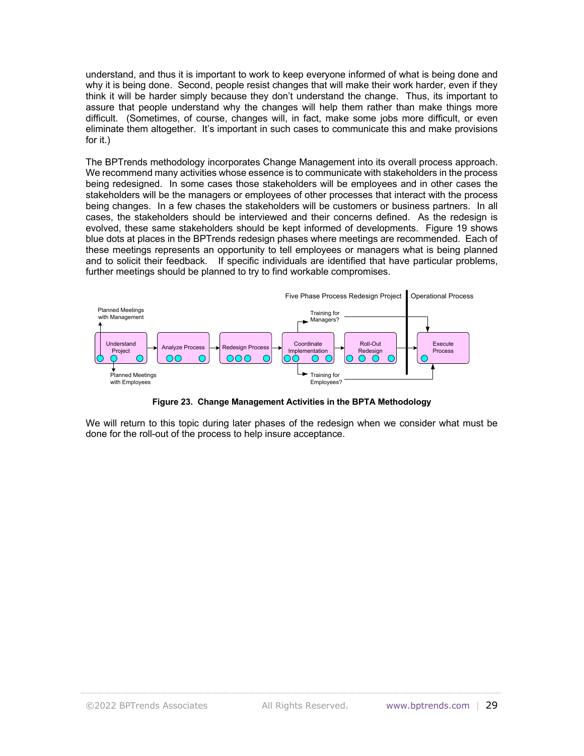understand, and thus it is important to work to keep everyone informed of what is being done and why it is being done. Second, people resist changes that will make their work harder, even if they think it will be harder simply because they don't understand the change. Thus, its important to assure that people understand why the changes will help them rather than make things more difficult. (Sometimes, of course, changes will, in fact, make some jobs more difficult, or even eliminate them altogether. It's important in such cases to communicate this and make provisions for it.)

The BPTrends methodology incorporates Change Management into its overall process approach. We recommend many activities whose essence is to communicate with stakeholders in the process being redesigned. In some cases those stakeholders will be employees and in other cases the stakeholders will be the managers or employees of other processes that interact with the process being changes. In a few chases the stakeholders will be customers or business partners. In all cases, the stakeholders should be interviewed and their concerns defined. As the redesign is evolved, these same stakeholders should be kept informed of developments. Figure 19 shows blue dots at places in the BPTrends redesign phases where meetings are recommended. Each of these meetings represents an opportunity to tell employees or managers what is being planned and to solicit their feedback. If specific individuals are identified that have particular problems, further meetings should be planned to try to find workable compromises.

Five Phase Process Redesign Project
Operational Process
Planned Meetings with Management
Training for Managers?
Understand Project
Analyze Process
Redesign Process
Coordinate Implementation
Roll-Out Redesign
Execute Process
Planned Meetings with Employees
Training for Employees?

**Figure 23. Change Management Activities in the BPTA Methodology**

We will return to this topic during later phases of the redesign when we consider what must be done for the roll-out of the process to help insure acceptance.